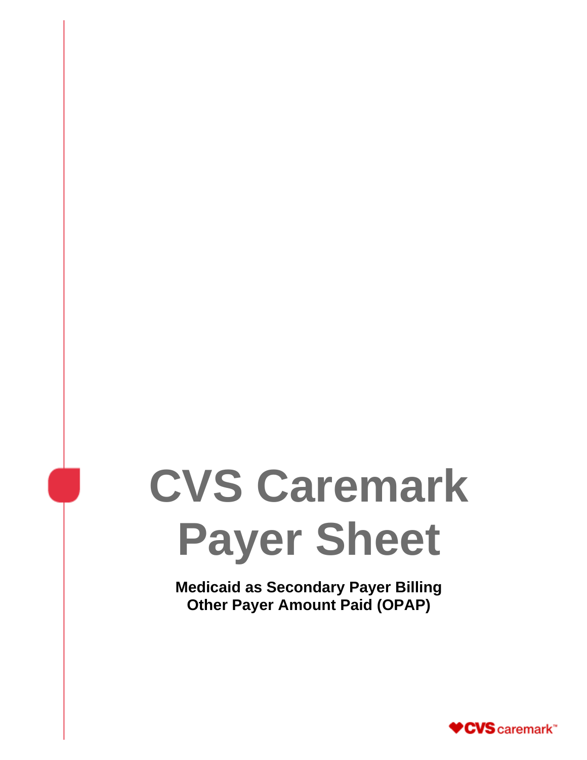# CVS Caremark Payer Sheet

**Medicaid as Secondary Payer Billing**
**Other Payer Amount Paid (OPAP)**

CVS caremark™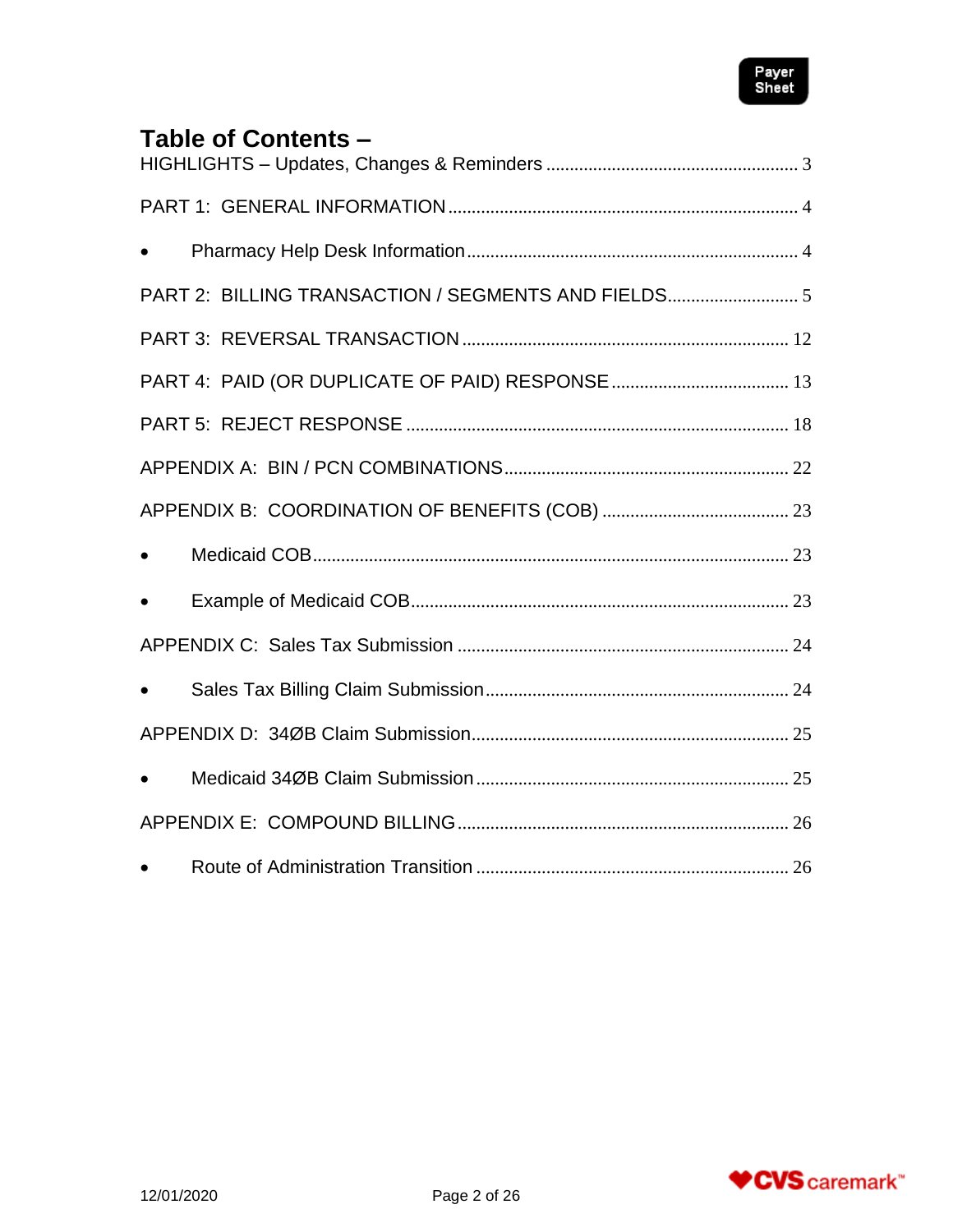# Table of Contents –

HIGHLIGHTS – Updates, Changes & Reminders ..... 3

PART 1: GENERAL INFORMATION ..... 4

- Pharmacy Help Desk Information ..... 4

PART 2: BILLING TRANSACTION / SEGMENTS AND FIELDS ..... 5

PART 3: REVERSAL TRANSACTION ..... 12

PART 4: PAID (OR DUPLICATE OF PAID) RESPONSE ..... 13

PART 5: REJECT RESPONSE ..... 18

APPENDIX A: BIN / PCN COMBINATIONS ..... 22

APPENDIX B: COORDINATION OF BENEFITS (COB) ..... 23

- Medicaid COB ..... 23
- Example of Medicaid COB ..... 23

APPENDIX C: Sales Tax Submission ..... 24

- Sales Tax Billing Claim Submission ..... 24

APPENDIX D: 34ØB Claim Submission ..... 25

- Medicaid 34ØB Claim Submission ..... 25

APPENDIX E: COMPOUND BILLING ..... 26

- Route of Administration Transition ..... 26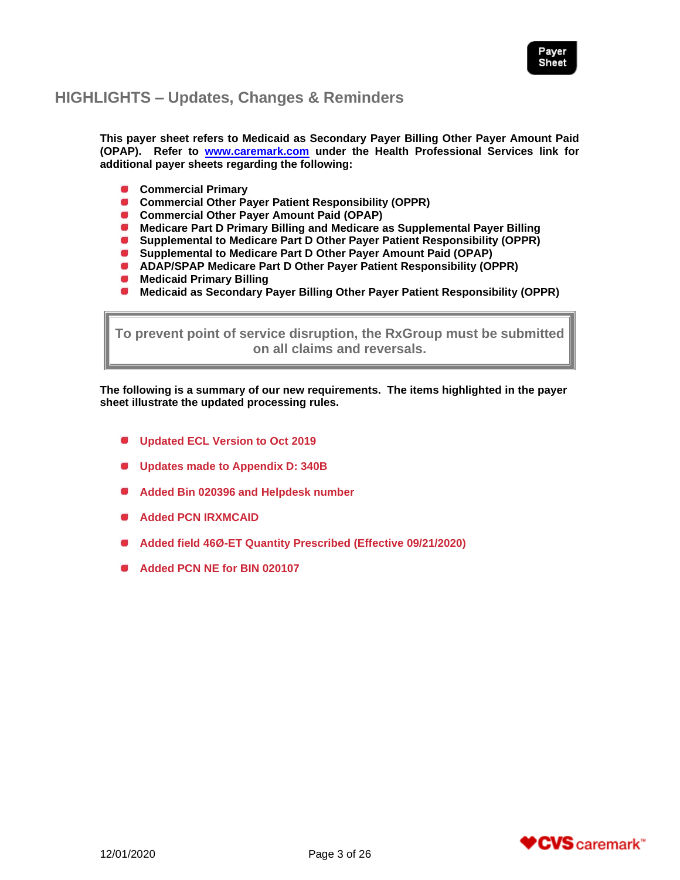## HIGHLIGHTS – Updates, Changes & Reminders

**This payer sheet refers to Medicaid as Secondary Payer Billing Other Payer Amount Paid (OPAP). Refer to www.caremark.com under the Health Professional Services link for additional payer sheets regarding the following:**

- **Commercial Primary**
- **Commercial Other Payer Patient Responsibility (OPPR)**
- **Commercial Other Payer Amount Paid (OPAP)**
- **Medicare Part D Primary Billing and Medicare as Supplemental Payer Billing**
- **Supplemental to Medicare Part D Other Payer Patient Responsibility (OPPR)**
- **Supplemental to Medicare Part D Other Payer Amount Paid (OPAP)**
- **ADAP/SPAP Medicare Part D Other Payer Patient Responsibility (OPPR)**
- **Medicaid Primary Billing**
- **Medicaid as Secondary Payer Billing Other Payer Patient Responsibility (OPPR)**

> **To prevent point of service disruption, the RxGroup must be submitted on all claims and reversals.**

**The following is a summary of our new requirements. The items highlighted in the payer sheet illustrate the updated processing rules.**

- **Updated ECL Version to Oct 2019**
- **Updates made to Appendix D: 340B**
- **Added Bin 020396 and Helpdesk number**
- **Added PCN IRXMCAID**
- **Added field 46Ø-ET Quantity Prescribed (Effective 09/21/2020)**
- **Added PCN NE for BIN 020107**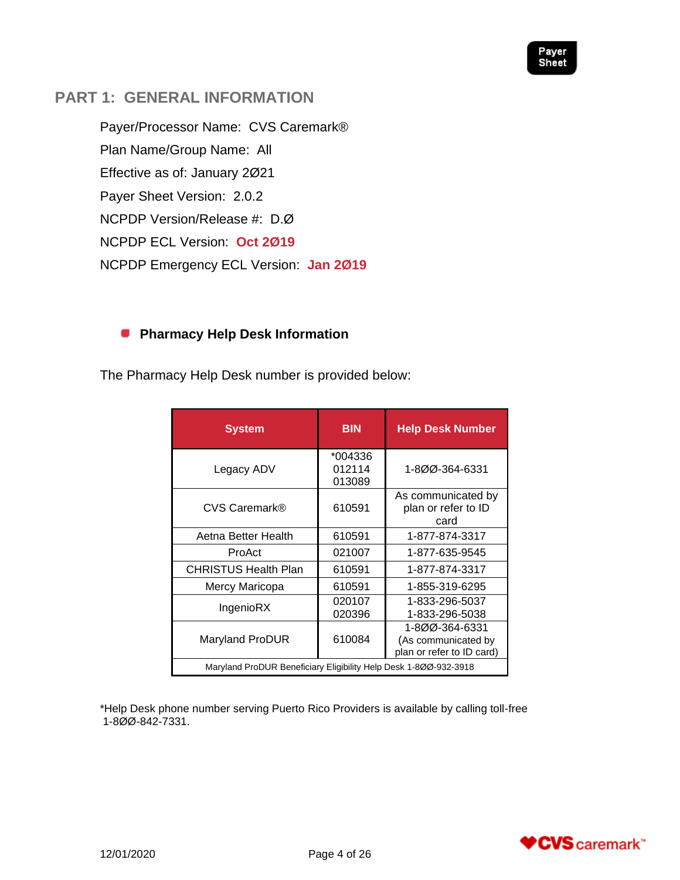## PART 1: GENERAL INFORMATION

Payer/Processor Name: CVS Caremark®

Plan Name/Group Name: All

Effective as of: January 2Ø21

Payer Sheet Version: 2.0.2

NCPDP Version/Release #: D.Ø

NCPDP ECL Version: **Oct 2Ø19**

NCPDP Emergency ECL Version: **Jan 2Ø19**

- **Pharmacy Help Desk Information**

The Pharmacy Help Desk number is provided below:

| System | BIN | Help Desk Number |
|---|---|---|
| Legacy ADV | *004336<br>012114<br>013089 | 1-8ØØ-364-6331 |
| CVS Caremark® | 610591 | As communicated by plan or refer to ID card |
| Aetna Better Health | 610591 | 1-877-874-3317 |
| ProAct | 021007 | 1-877-635-9545 |
| CHRISTUS Health Plan | 610591 | 1-877-874-3317 |
| Mercy Maricopa | 610591 | 1-855-319-6295 |
| IngenioRX | 020107<br>020396 | 1-833-296-5037<br>1-833-296-5038 |
| Maryland ProDUR | 610084 | 1-8ØØ-364-6331<br>(As communicated by plan or refer to ID card) |
| Maryland ProDUR Beneficiary Eligibility Help Desk 1-8ØØ-932-3918 | | |

*Help Desk phone number serving Puerto Rico Providers is available by calling toll-free 1-8ØØ-842-7331.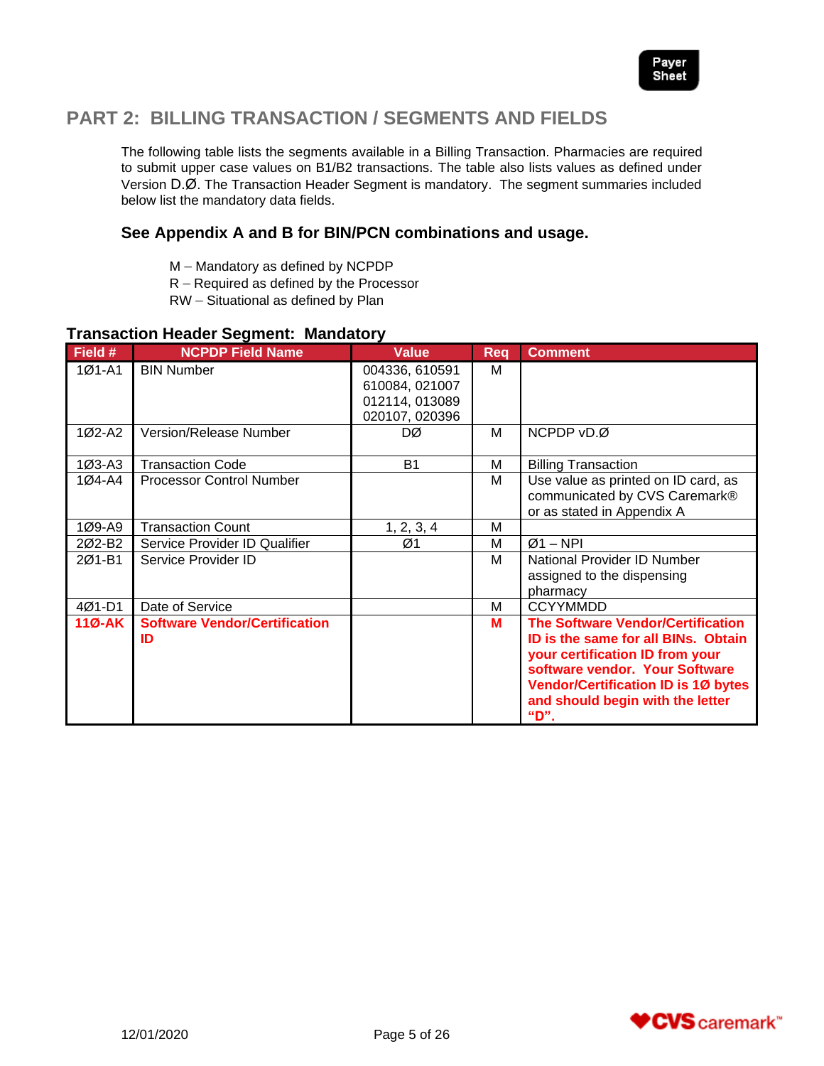## PART 2: BILLING TRANSACTION / SEGMENTS AND FIELDS

The following table lists the segments available in a Billing Transaction. Pharmacies are required to submit upper case values on B1/B2 transactions. The table also lists values as defined under Version D.Ø. The Transaction Header Segment is mandatory. The segment summaries included below list the mandatory data fields.

### See Appendix A and B for BIN/PCN combinations and usage.

M – Mandatory as defined by NCPDP
R – Required as defined by the Processor
RW – Situational as defined by Plan

### Transaction Header Segment: Mandatory

| Field # | NCPDP Field Name | Value | Req | Comment |
|---|---|---|---|---|
| 1Ø1-A1 | BIN Number | 004336, 610591 610084, 021007 012114, 013089 020107, 020396 | M | |
| 1Ø2-A2 | Version/Release Number | DØ | M | NCPDP vD.Ø |
| 1Ø3-A3 | Transaction Code | B1 | M | Billing Transaction |
| 1Ø4-A4 | Processor Control Number | | M | Use value as printed on ID card, as communicated by CVS Caremark® or as stated in Appendix A |
| 1Ø9-A9 | Transaction Count | 1, 2, 3, 4 | M | |
| 2Ø2-B2 | Service Provider ID Qualifier | Ø1 | M | Ø1 – NPI |
| 2Ø1-B1 | Service Provider ID | | M | National Provider ID Number assigned to the dispensing pharmacy |
| 4Ø1-D1 | Date of Service | | M | CCYYMMDD |
| **11Ø-AK** | **Software Vendor/Certification ID** | | **M** | **The Software Vendor/Certification ID is the same for all BINs. Obtain your certification ID from your software vendor. Your Software Vendor/Certification ID is 1Ø bytes and should begin with the letter "D".** |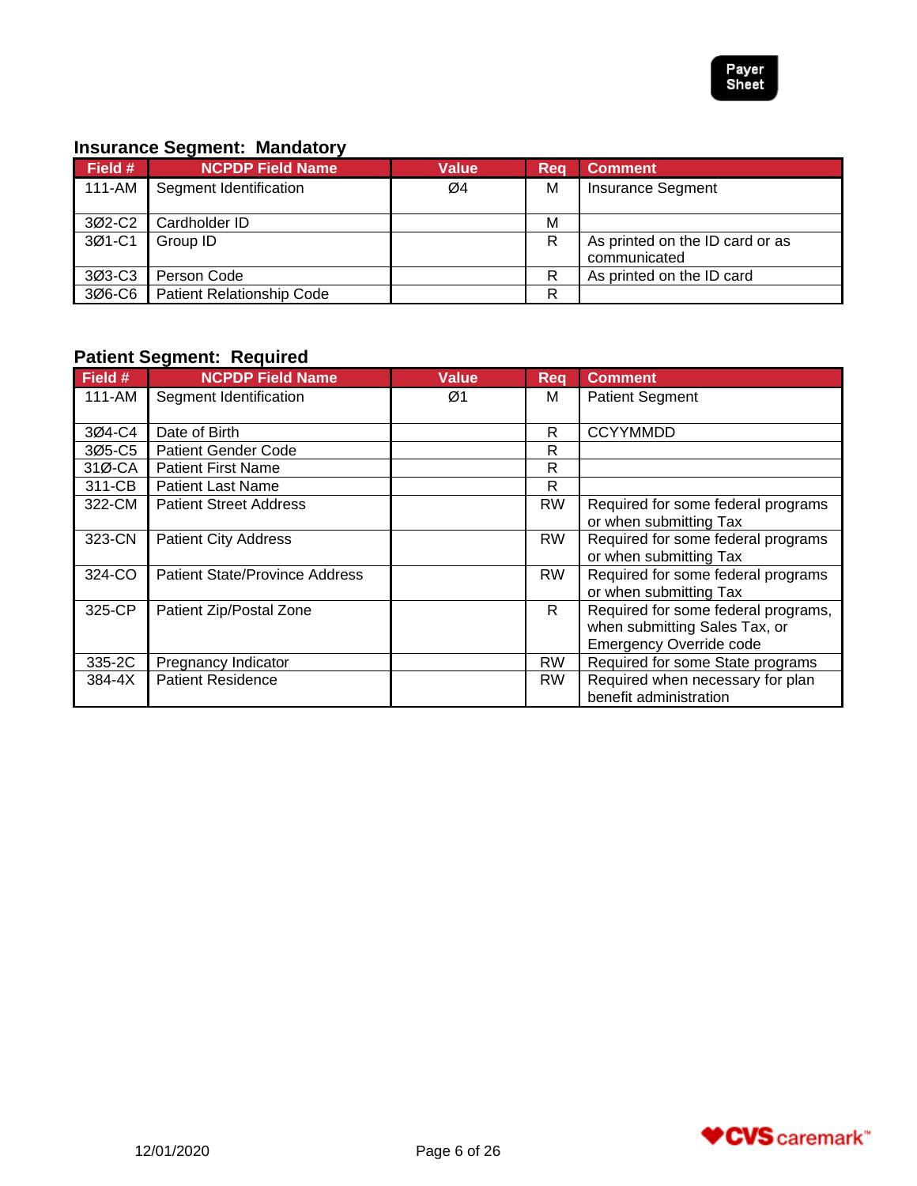### Insurance Segment: Mandatory

| Field # | NCPDP Field Name | Value | Req | Comment |
|---|---|---|---|---|
| 111-AM | Segment Identification | Ø4 | M | Insurance Segment |
| 3Ø2-C2 | Cardholder ID | | M | |
| 3Ø1-C1 | Group ID | | R | As printed on the ID card or as communicated |
| 3Ø3-C3 | Person Code | | R | As printed on the ID card |
| 3Ø6-C6 | Patient Relationship Code | | R | |

### Patient Segment: Required

| Field # | NCPDP Field Name | Value | Req | Comment |
|---|---|---|---|---|
| 111-AM | Segment Identification | Ø1 | M | Patient Segment |
| 3Ø4-C4 | Date of Birth | | R | CCYYMMDD |
| 3Ø5-C5 | Patient Gender Code | | R | |
| 31Ø-CA | Patient First Name | | R | |
| 311-CB | Patient Last Name | | R | |
| 322-CM | Patient Street Address | | RW | Required for some federal programs or when submitting Tax |
| 323-CN | Patient City Address | | RW | Required for some federal programs or when submitting Tax |
| 324-CO | Patient State/Province Address | | RW | Required for some federal programs or when submitting Tax |
| 325-CP | Patient Zip/Postal Zone | | R | Required for some federal programs, when submitting Sales Tax, or Emergency Override code |
| 335-2C | Pregnancy Indicator | | RW | Required for some State programs |
| 384-4X | Patient Residence | | RW | Required when necessary for plan benefit administration |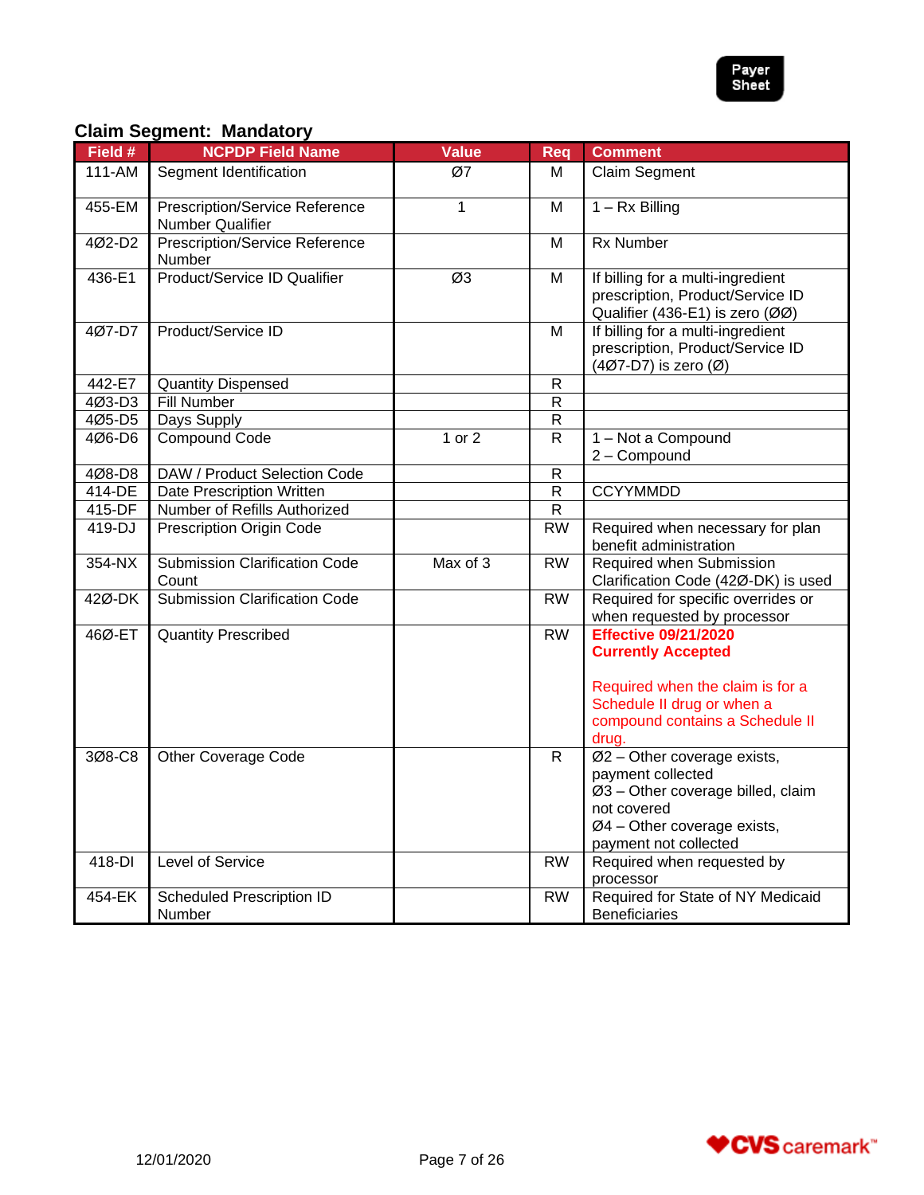### Claim Segment: Mandatory

| Field # | NCPDP Field Name | Value | Req | Comment |
|---|---|---|---|---|
| 111-AM | Segment Identification | Ø7 | M | Claim Segment |
| 455-EM | Prescription/Service Reference Number Qualifier | 1 | M | 1 – Rx Billing |
| 4Ø2-D2 | Prescription/Service Reference Number | | M | Rx Number |
| 436-E1 | Product/Service ID Qualifier | Ø3 | M | If billing for a multi-ingredient prescription, Product/Service ID Qualifier (436-E1) is zero (ØØ) |
| 4Ø7-D7 | Product/Service ID | | M | If billing for a multi-ingredient prescription, Product/Service ID (4Ø7-D7) is zero (Ø) |
| 442-E7 | Quantity Dispensed | | R | |
| 4Ø3-D3 | Fill Number | | R | |
| 4Ø5-D5 | Days Supply | | R | |
| 4Ø6-D6 | Compound Code | 1 or 2 | R | 1 – Not a Compound<br>2 – Compound |
| 4Ø8-D8 | DAW / Product Selection Code | | R | |
| 414-DE | Date Prescription Written | | R | CCYYMMDD |
| 415-DF | Number of Refills Authorized | | R | |
| 419-DJ | Prescription Origin Code | | RW | Required when necessary for plan benefit administration |
| 354-NX | Submission Clarification Code Count | Max of 3 | RW | Required when Submission Clarification Code (42Ø-DK) is used |
| 42Ø-DK | Submission Clarification Code | | RW | Required for specific overrides or when requested by processor |
| 46Ø-ET | Quantity Prescribed | | RW | **Effective 09/21/2020**<br>**Currently Accepted**<br><br>Required when the claim is for a Schedule II drug or when a compound contains a Schedule II drug. |
| 3Ø8-C8 | Other Coverage Code | | R | Ø2 – Other coverage exists, payment collected<br>Ø3 – Other coverage billed, claim not covered<br>Ø4 – Other coverage exists, payment not collected |
| 418-DI | Level of Service | | RW | Required when requested by processor |
| 454-EK | Scheduled Prescription ID Number | | RW | Required for State of NY Medicaid Beneficiaries |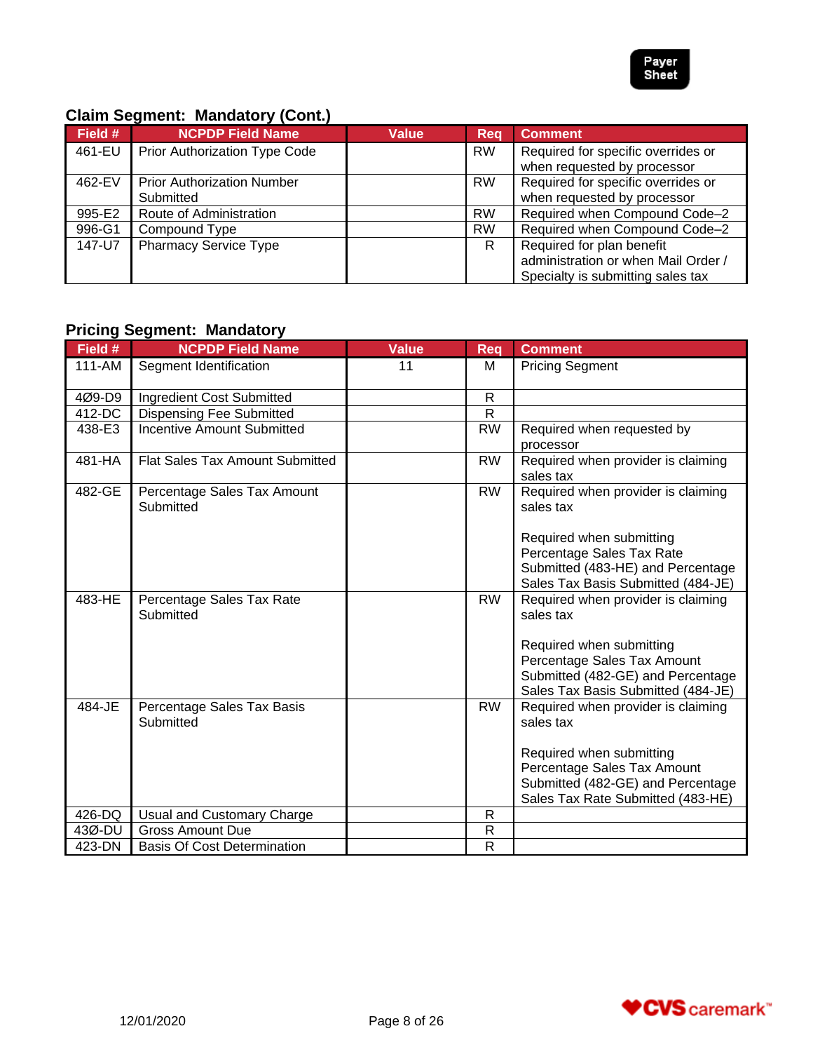### Claim Segment: Mandatory (Cont.)

| Field # | NCPDP Field Name | Value | Req | Comment |
|---|---|---|---|---|
| 461-EU | Prior Authorization Type Code | | RW | Required for specific overrides or when requested by processor |
| 462-EV | Prior Authorization Number Submitted | | RW | Required for specific overrides or when requested by processor |
| 995-E2 | Route of Administration | | RW | Required when Compound Code–2 |
| 996-G1 | Compound Type | | RW | Required when Compound Code–2 |
| 147-U7 | Pharmacy Service Type | | R | Required for plan benefit administration or when Mail Order / Specialty is submitting sales tax |

### Pricing Segment: Mandatory

| Field # | NCPDP Field Name | Value | Req | Comment |
|---|---|---|---|---|
| 111-AM | Segment Identification | 11 | M | Pricing Segment |
| 4Ø9-D9 | Ingredient Cost Submitted | | R | |
| 412-DC | Dispensing Fee Submitted | | R | |
| 438-E3 | Incentive Amount Submitted | | RW | Required when requested by processor |
| 481-HA | Flat Sales Tax Amount Submitted | | RW | Required when provider is claiming sales tax |
| 482-GE | Percentage Sales Tax Amount Submitted | | RW | Required when provider is claiming sales tax<br><br>Required when submitting Percentage Sales Tax Rate Submitted (483-HE) and Percentage Sales Tax Basis Submitted (484-JE) |
| 483-HE | Percentage Sales Tax Rate Submitted | | RW | Required when provider is claiming sales tax<br><br>Required when submitting Percentage Sales Tax Amount Submitted (482-GE) and Percentage Sales Tax Basis Submitted (484-JE) |
| 484-JE | Percentage Sales Tax Basis Submitted | | RW | Required when provider is claiming sales tax<br><br>Required when submitting Percentage Sales Tax Amount Submitted (482-GE) and Percentage Sales Tax Rate Submitted (483-HE) |
| 426-DQ | Usual and Customary Charge | | R | |
| 43Ø-DU | Gross Amount Due | | R | |
| 423-DN | Basis Of Cost Determination | | R | |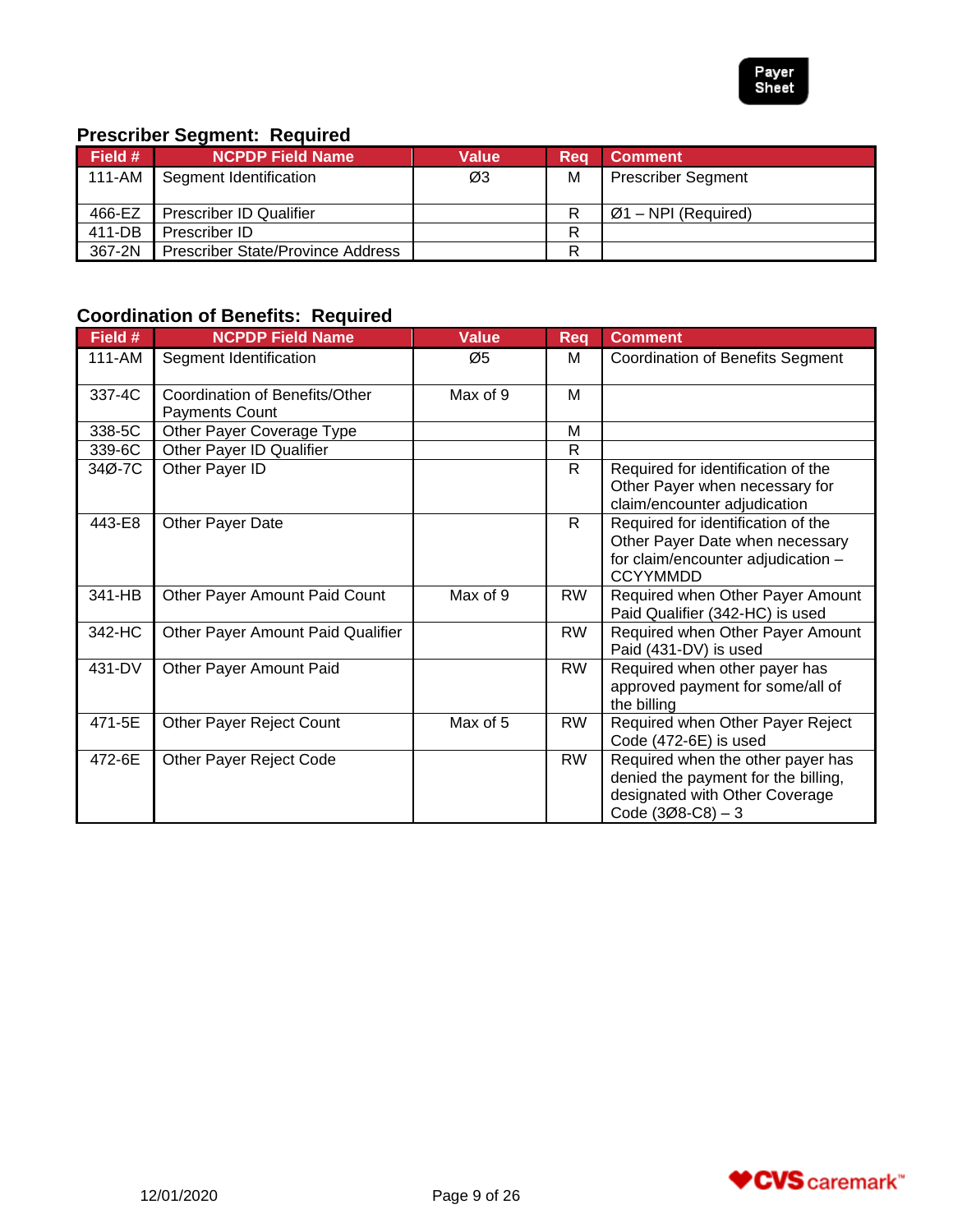### Prescriber Segment: Required

| Field # | NCPDP Field Name | Value | Req | Comment |
|---|---|---|---|---|
| 111-AM | Segment Identification | Ø3 | M | Prescriber Segment |
| 466-EZ | Prescriber ID Qualifier | | R | Ø1 – NPI (Required) |
| 411-DB | Prescriber ID | | R | |
| 367-2N | Prescriber State/Province Address | | R | |

### Coordination of Benefits: Required

| Field # | NCPDP Field Name | Value | Req | Comment |
|---|---|---|---|---|
| 111-AM | Segment Identification | Ø5 | M | Coordination of Benefits Segment |
| 337-4C | Coordination of Benefits/Other Payments Count | Max of 9 | M | |
| 338-5C | Other Payer Coverage Type | | M | |
| 339-6C | Other Payer ID Qualifier | | R | |
| 34Ø-7C | Other Payer ID | | R | Required for identification of the Other Payer when necessary for claim/encounter adjudication |
| 443-E8 | Other Payer Date | | R | Required for identification of the Other Payer Date when necessary for claim/encounter adjudication – CCYYMMDD |
| 341-HB | Other Payer Amount Paid Count | Max of 9 | RW | Required when Other Payer Amount Paid Qualifier (342-HC) is used |
| 342-HC | Other Payer Amount Paid Qualifier | | RW | Required when Other Payer Amount Paid (431-DV) is used |
| 431-DV | Other Payer Amount Paid | | RW | Required when other payer has approved payment for some/all of the billing |
| 471-5E | Other Payer Reject Count | Max of 5 | RW | Required when Other Payer Reject Code (472-6E) is used |
| 472-6E | Other Payer Reject Code | | RW | Required when the other payer has denied the payment for the billing, designated with Other Coverage Code (3Ø8-C8) – 3 |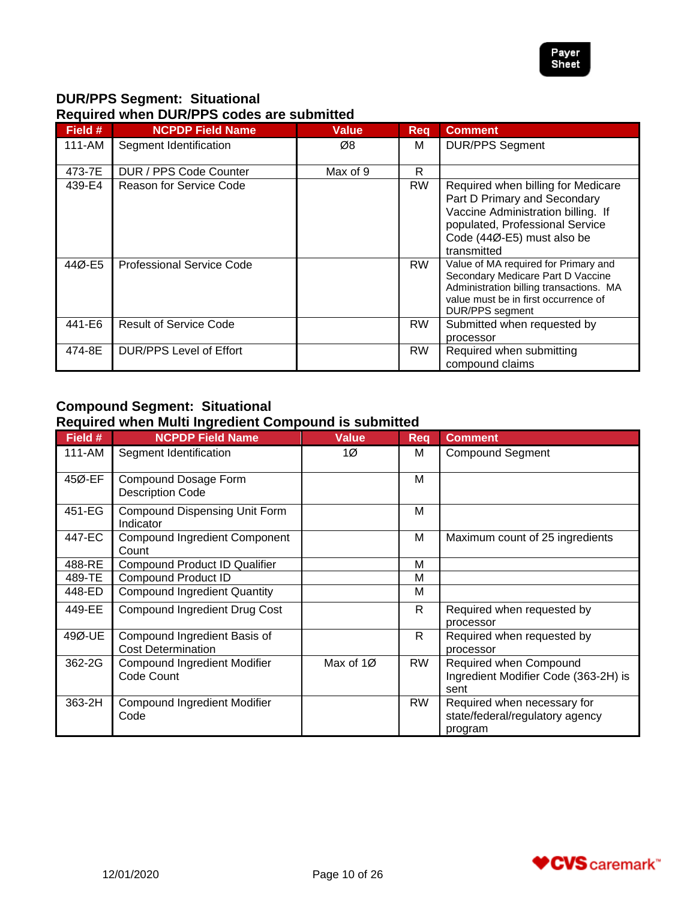## DUR/PPS Segment: Situational
## Required when DUR/PPS codes are submitted

| Field # | NCPDP Field Name | Value | Req | Comment |
|---|---|---|---|---|
| 111-AM | Segment Identification | Ø8 | M | DUR/PPS Segment |
| 473-7E | DUR / PPS Code Counter | Max of 9 | R | |
| 439-E4 | Reason for Service Code | | RW | Required when billing for Medicare Part D Primary and Secondary Vaccine Administration billing. If populated, Professional Service Code (44Ø-E5) must also be transmitted |
| 44Ø-E5 | Professional Service Code | | RW | Value of MA required for Primary and Secondary Medicare Part D Vaccine Administration billing transactions. MA value must be in first occurrence of DUR/PPS segment |
| 441-E6 | Result of Service Code | | RW | Submitted when requested by processor |
| 474-8E | DUR/PPS Level of Effort | | RW | Required when submitting compound claims |

## Compound Segment: Situational
## Required when Multi Ingredient Compound is submitted

| Field # | NCPDP Field Name | Value | Req | Comment |
|---|---|---|---|---|
| 111-AM | Segment Identification | 1Ø | M | Compound Segment |
| 45Ø-EF | Compound Dosage Form Description Code | | M | |
| 451-EG | Compound Dispensing Unit Form Indicator | | M | |
| 447-EC | Compound Ingredient Component Count | | M | Maximum count of 25 ingredients |
| 488-RE | Compound Product ID Qualifier | | M | |
| 489-TE | Compound Product ID | | M | |
| 448-ED | Compound Ingredient Quantity | | M | |
| 449-EE | Compound Ingredient Drug Cost | | R | Required when requested by processor |
| 49Ø-UE | Compound Ingredient Basis of Cost Determination | | R | Required when requested by processor |
| 362-2G | Compound Ingredient Modifier Code Count | Max of 1Ø | RW | Required when Compound Ingredient Modifier Code (363-2H) is sent |
| 363-2H | Compound Ingredient Modifier Code | | RW | Required when necessary for state/federal/regulatory agency program |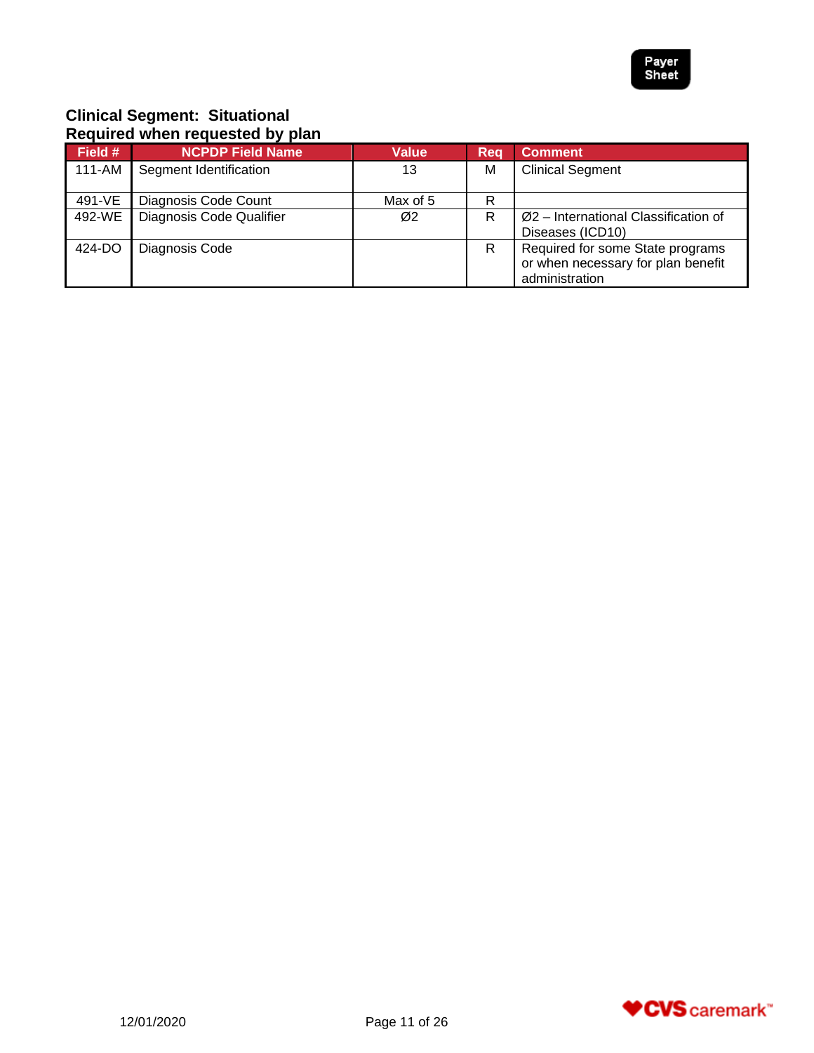**Clinical Segment: Situational**
**Required when requested by plan**

| Field # | NCPDP Field Name | Value | Req | Comment |
|---|---|---|---|---|
| 111-AM | Segment Identification | 13 | M | Clinical Segment |
| 491-VE | Diagnosis Code Count | Max of 5 | R | |
| 492-WE | Diagnosis Code Qualifier | Ø2 | R | Ø2 – International Classification of Diseases (ICD10) |
| 424-DO | Diagnosis Code | | R | Required for some State programs or when necessary for plan benefit administration |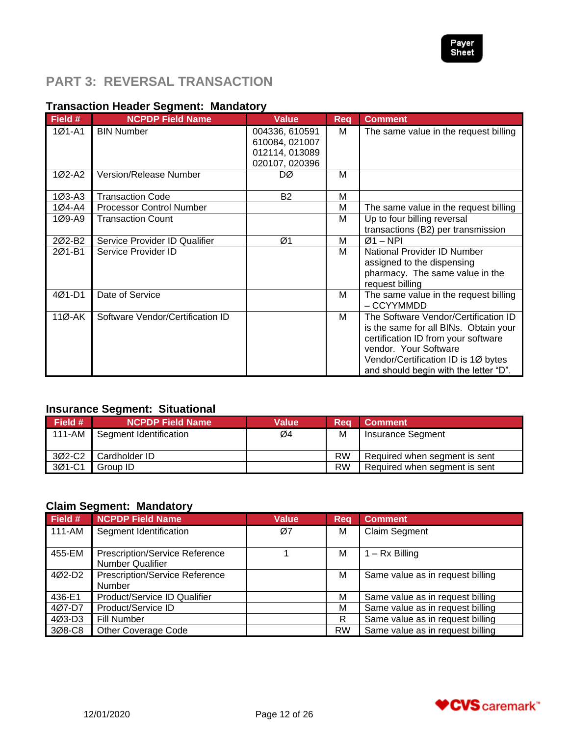## PART 3: REVERSAL TRANSACTION

### Transaction Header Segment: Mandatory

| Field # | NCPDP Field Name | Value | Req | Comment |
|---|---|---|---|---|
| 1Ø1-A1 | BIN Number | 004336, 610591 610084, 021007 012114, 013089 020107, 020396 | M | The same value in the request billing |
| 1Ø2-A2 | Version/Release Number | DØ | M | |
| 1Ø3-A3 | Transaction Code | B2 | M | |
| 1Ø4-A4 | Processor Control Number | | M | The same value in the request billing |
| 1Ø9-A9 | Transaction Count | | M | Up to four billing reversal transactions (B2) per transmission |
| 2Ø2-B2 | Service Provider ID Qualifier | Ø1 | M | Ø1 – NPI |
| 2Ø1-B1 | Service Provider ID | | M | National Provider ID Number assigned to the dispensing pharmacy. The same value in the request billing |
| 4Ø1-D1 | Date of Service | | M | The same value in the request billing – CCYYMMDD |
| 11Ø-AK | Software Vendor/Certification ID | | M | The Software Vendor/Certification ID is the same for all BINs. Obtain your certification ID from your software vendor. Your Software Vendor/Certification ID is 1Ø bytes and should begin with the letter "D". |

### Insurance Segment: Situational

| Field # | NCPDP Field Name | Value | Req | Comment |
|---|---|---|---|---|
| 111-AM | Segment Identification | Ø4 | M | Insurance Segment |
| 3Ø2-C2 | Cardholder ID | | RW | Required when segment is sent |
| 3Ø1-C1 | Group ID | | RW | Required when segment is sent |

### Claim Segment: Mandatory

| Field # | NCPDP Field Name | Value | Req | Comment |
|---|---|---|---|---|
| 111-AM | Segment Identification | Ø7 | M | Claim Segment |
| 455-EM | Prescription/Service Reference Number Qualifier | 1 | M | 1 – Rx Billing |
| 4Ø2-D2 | Prescription/Service Reference Number | | M | Same value as in request billing |
| 436-E1 | Product/Service ID Qualifier | | M | Same value as in request billing |
| 4Ø7-D7 | Product/Service ID | | M | Same value as in request billing |
| 4Ø3-D3 | Fill Number | | R | Same value as in request billing |
| 3Ø8-C8 | Other Coverage Code | | RW | Same value as in request billing |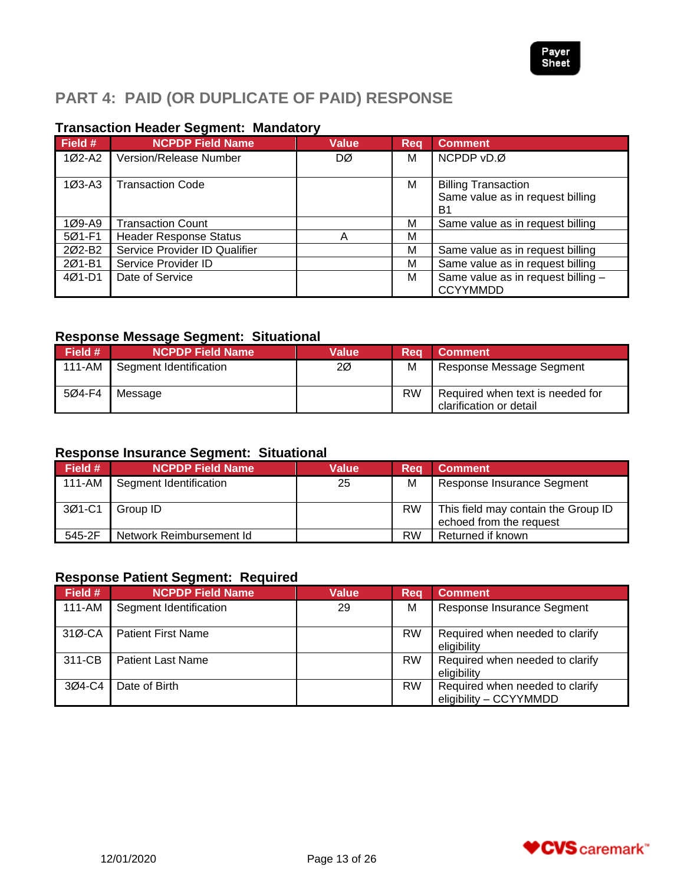## PART 4: PAID (OR DUPLICATE OF PAID) RESPONSE

### Transaction Header Segment: Mandatory

| Field # | NCPDP Field Name | Value | Req | Comment |
|---|---|---|---|---|
| 1Ø2-A2 | Version/Release Number | DØ | M | NCPDP vD.Ø |
| 1Ø3-A3 | Transaction Code | | M | Billing Transaction<br>Same value as in request billing B1 |
| 1Ø9-A9 | Transaction Count | | M | Same value as in request billing |
| 5Ø1-F1 | Header Response Status | A | M | |
| 2Ø2-B2 | Service Provider ID Qualifier | | M | Same value as in request billing |
| 2Ø1-B1 | Service Provider ID | | M | Same value as in request billing |
| 4Ø1-D1 | Date of Service | | M | Same value as in request billing – CCYYMMDD |

### Response Message Segment: Situational

| Field # | NCPDP Field Name | Value | Req | Comment |
|---|---|---|---|---|
| 111-AM | Segment Identification | 2Ø | M | Response Message Segment |
| 5Ø4-F4 | Message | | RW | Required when text is needed for clarification or detail |

### Response Insurance Segment: Situational

| Field # | NCPDP Field Name | Value | Req | Comment |
|---|---|---|---|---|
| 111-AM | Segment Identification | 25 | M | Response Insurance Segment |
| 3Ø1-C1 | Group ID | | RW | This field may contain the Group ID echoed from the request |
| 545-2F | Network Reimbursement Id | | RW | Returned if known |

### Response Patient Segment: Required

| Field # | NCPDP Field Name | Value | Req | Comment |
|---|---|---|---|---|
| 111-AM | Segment Identification | 29 | M | Response Insurance Segment |
| 31Ø-CA | Patient First Name | | RW | Required when needed to clarify eligibility |
| 311-CB | Patient Last Name | | RW | Required when needed to clarify eligibility |
| 3Ø4-C4 | Date of Birth | | RW | Required when needed to clarify eligibility – CCYYMMDD |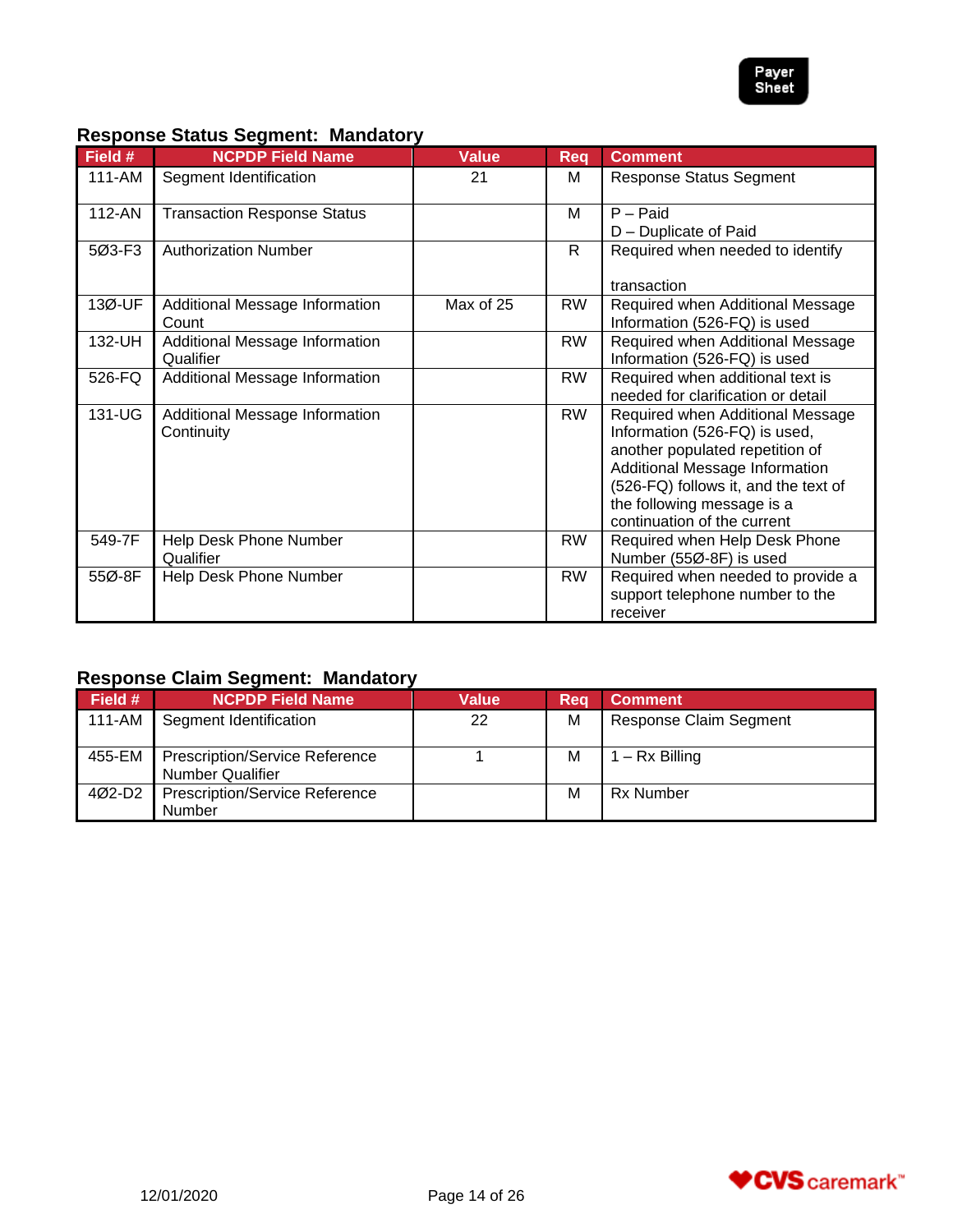## Response Status Segment: Mandatory

| Field # | NCPDP Field Name | Value | Req | Comment |
|---|---|---|---|---|
| 111-AM | Segment Identification | 21 | M | Response Status Segment |
| 112-AN | Transaction Response Status | | M | P – Paid<br>D – Duplicate of Paid |
| 5Ø3-F3 | Authorization Number | | R | Required when needed to identify transaction |
| 13Ø-UF | Additional Message Information Count | Max of 25 | RW | Required when Additional Message Information (526-FQ) is used |
| 132-UH | Additional Message Information Qualifier | | RW | Required when Additional Message Information (526-FQ) is used |
| 526-FQ | Additional Message Information | | RW | Required when additional text is needed for clarification or detail |
| 131-UG | Additional Message Information Continuity | | RW | Required when Additional Message Information (526-FQ) is used, another populated repetition of Additional Message Information (526-FQ) follows it, and the text of the following message is a continuation of the current |
| 549-7F | Help Desk Phone Number Qualifier | | RW | Required when Help Desk Phone Number (55Ø-8F) is used |
| 55Ø-8F | Help Desk Phone Number | | RW | Required when needed to provide a support telephone number to the receiver |

## Response Claim Segment: Mandatory

| Field # | NCPDP Field Name | Value | Req | Comment |
|---|---|---|---|---|
| 111-AM | Segment Identification | 22 | M | Response Claim Segment |
| 455-EM | Prescription/Service Reference Number Qualifier | 1 | M | 1 – Rx Billing |
| 4Ø2-D2 | Prescription/Service Reference Number | | M | Rx Number |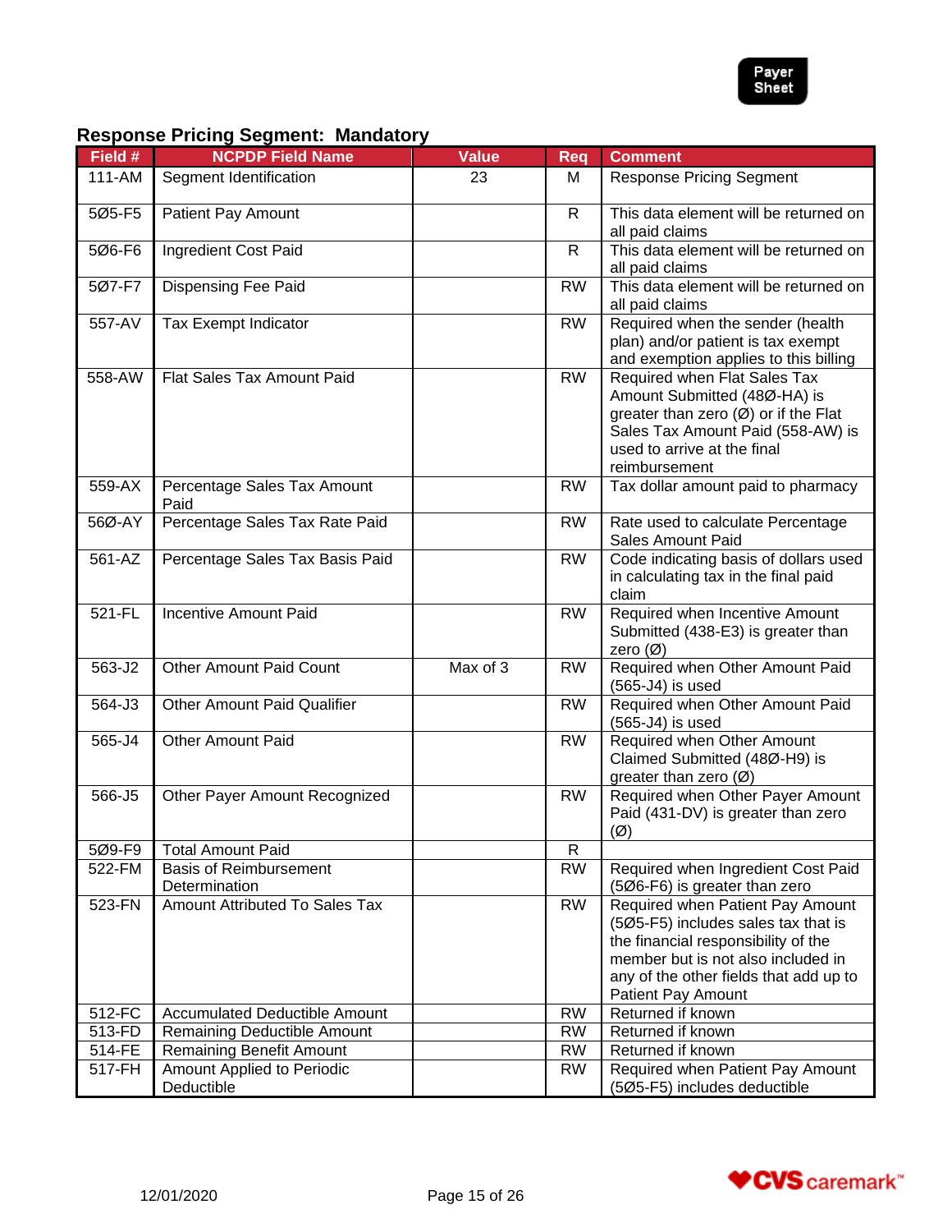## Response Pricing Segment: Mandatory

| Field # | NCPDP Field Name | Value | Req | Comment |
|---|---|---|---|---|
| 111-AM | Segment Identification | 23 | M | Response Pricing Segment |
| 5Ø5-F5 | Patient Pay Amount | | R | This data element will be returned on all paid claims |
| 5Ø6-F6 | Ingredient Cost Paid | | R | This data element will be returned on all paid claims |
| 5Ø7-F7 | Dispensing Fee Paid | | RW | This data element will be returned on all paid claims |
| 557-AV | Tax Exempt Indicator | | RW | Required when the sender (health plan) and/or patient is tax exempt and exemption applies to this billing |
| 558-AW | Flat Sales Tax Amount Paid | | RW | Required when Flat Sales Tax Amount Submitted (48Ø-HA) is greater than zero (Ø) or if the Flat Sales Tax Amount Paid (558-AW) is used to arrive at the final reimbursement |
| 559-AX | Percentage Sales Tax Amount Paid | | RW | Tax dollar amount paid to pharmacy |
| 56Ø-AY | Percentage Sales Tax Rate Paid | | RW | Rate used to calculate Percentage Sales Amount Paid |
| 561-AZ | Percentage Sales Tax Basis Paid | | RW | Code indicating basis of dollars used in calculating tax in the final paid claim |
| 521-FL | Incentive Amount Paid | | RW | Required when Incentive Amount Submitted (438-E3) is greater than zero (Ø) |
| 563-J2 | Other Amount Paid Count | Max of 3 | RW | Required when Other Amount Paid (565-J4) is used |
| 564-J3 | Other Amount Paid Qualifier | | RW | Required when Other Amount Paid (565-J4) is used |
| 565-J4 | Other Amount Paid | | RW | Required when Other Amount Claimed Submitted (48Ø-H9) is greater than zero (Ø) |
| 566-J5 | Other Payer Amount Recognized | | RW | Required when Other Payer Amount Paid (431-DV) is greater than zero (Ø) |
| 5Ø9-F9 | Total Amount Paid | | R | |
| 522-FM | Basis of Reimbursement Determination | | RW | Required when Ingredient Cost Paid (5Ø6-F6) is greater than zero |
| 523-FN | Amount Attributed To Sales Tax | | RW | Required when Patient Pay Amount (5Ø5-F5) includes sales tax that is the financial responsibility of the member but is not also included in any of the other fields that add up to Patient Pay Amount |
| 512-FC | Accumulated Deductible Amount | | RW | Returned if known |
| 513-FD | Remaining Deductible Amount | | RW | Returned if known |
| 514-FE | Remaining Benefit Amount | | RW | Returned if known |
| 517-FH | Amount Applied to Periodic Deductible | | RW | Required when Patient Pay Amount (5Ø5-F5) includes deductible |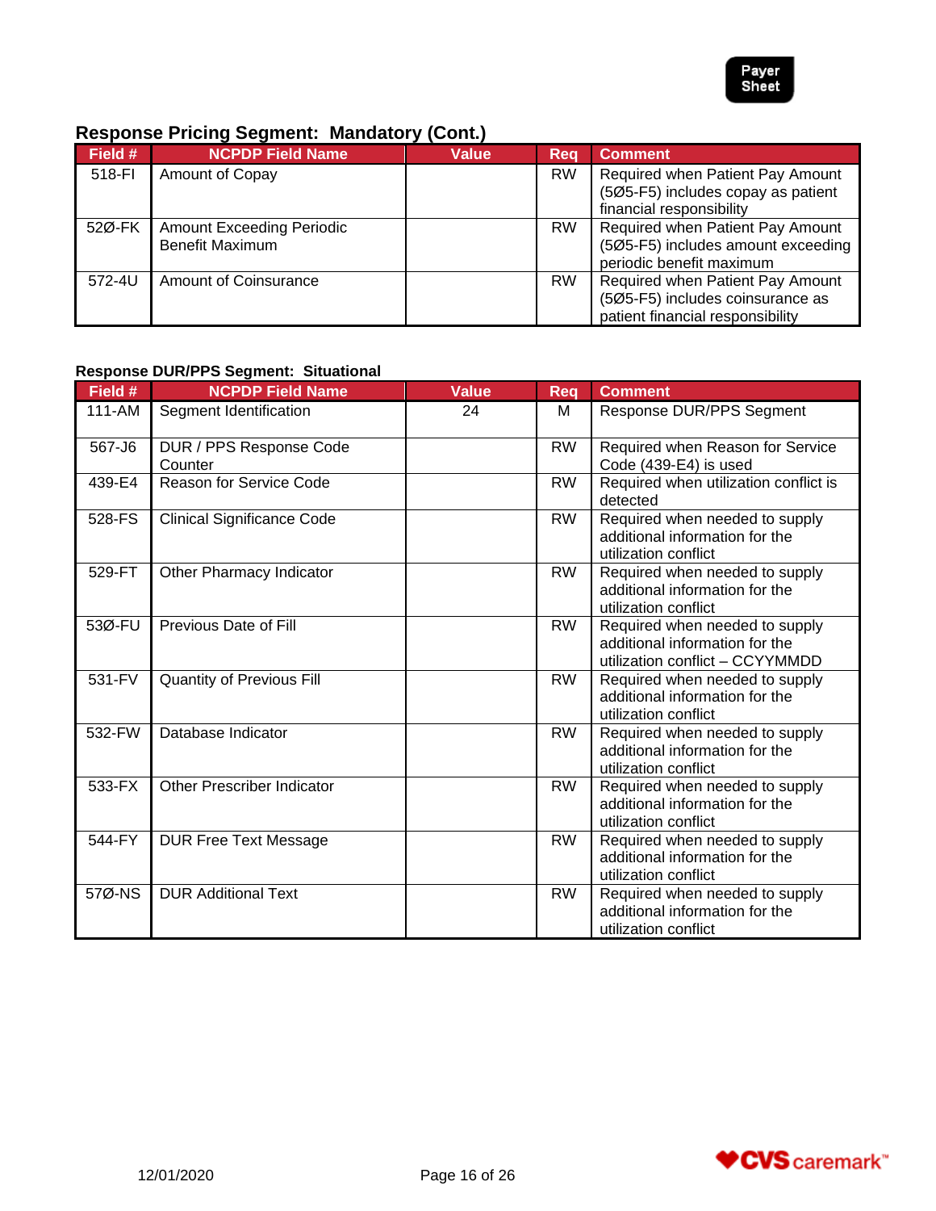### Response Pricing Segment: Mandatory (Cont.)

| Field # | NCPDP Field Name | Value | Req | Comment |
| --- | --- | --- | --- | --- |
| 518-FI | Amount of Copay | | RW | Required when Patient Pay Amount (5Ø5-F5) includes copay as patient financial responsibility |
| 52Ø-FK | Amount Exceeding Periodic Benefit Maximum | | RW | Required when Patient Pay Amount (5Ø5-F5) includes amount exceeding periodic benefit maximum |
| 572-4U | Amount of Coinsurance | | RW | Required when Patient Pay Amount (5Ø5-F5) includes coinsurance as patient financial responsibility |

### Response DUR/PPS Segment: Situational

| Field # | NCPDP Field Name | Value | Req | Comment |
| --- | --- | --- | --- | --- |
| 111-AM | Segment Identification | 24 | M | Response DUR/PPS Segment |
| 567-J6 | DUR / PPS Response Code Counter | | RW | Required when Reason for Service Code (439-E4) is used |
| 439-E4 | Reason for Service Code | | RW | Required when utilization conflict is detected |
| 528-FS | Clinical Significance Code | | RW | Required when needed to supply additional information for the utilization conflict |
| 529-FT | Other Pharmacy Indicator | | RW | Required when needed to supply additional information for the utilization conflict |
| 53Ø-FU | Previous Date of Fill | | RW | Required when needed to supply additional information for the utilization conflict – CCYYMMDD |
| 531-FV | Quantity of Previous Fill | | RW | Required when needed to supply additional information for the utilization conflict |
| 532-FW | Database Indicator | | RW | Required when needed to supply additional information for the utilization conflict |
| 533-FX | Other Prescriber Indicator | | RW | Required when needed to supply additional information for the utilization conflict |
| 544-FY | DUR Free Text Message | | RW | Required when needed to supply additional information for the utilization conflict |
| 57Ø-NS | DUR Additional Text | | RW | Required when needed to supply additional information for the utilization conflict |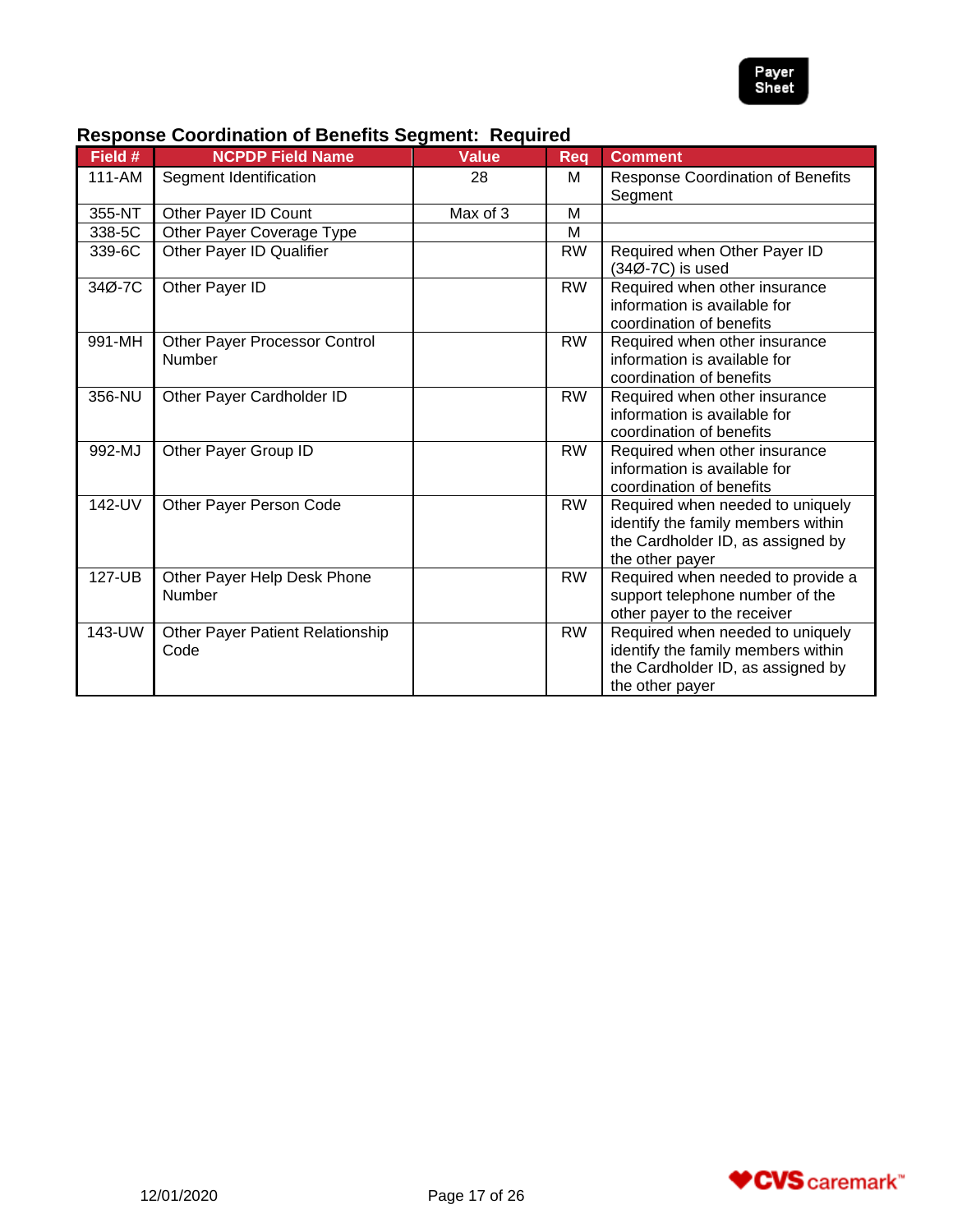### Response Coordination of Benefits Segment: Required

| Field # | NCPDP Field Name | Value | Req | Comment |
|---|---|---|---|---|
| 111-AM | Segment Identification | 28 | M | Response Coordination of Benefits Segment |
| 355-NT | Other Payer ID Count | Max of 3 | M | |
| 338-5C | Other Payer Coverage Type | | M | |
| 339-6C | Other Payer ID Qualifier | | RW | Required when Other Payer ID (34Ø-7C) is used |
| 34Ø-7C | Other Payer ID | | RW | Required when other insurance information is available for coordination of benefits |
| 991-MH | Other Payer Processor Control Number | | RW | Required when other insurance information is available for coordination of benefits |
| 356-NU | Other Payer Cardholder ID | | RW | Required when other insurance information is available for coordination of benefits |
| 992-MJ | Other Payer Group ID | | RW | Required when other insurance information is available for coordination of benefits |
| 142-UV | Other Payer Person Code | | RW | Required when needed to uniquely identify the family members within the Cardholder ID, as assigned by the other payer |
| 127-UB | Other Payer Help Desk Phone Number | | RW | Required when needed to provide a support telephone number of the other payer to the receiver |
| 143-UW | Other Payer Patient Relationship Code | | RW | Required when needed to uniquely identify the family members within the Cardholder ID, as assigned by the other payer |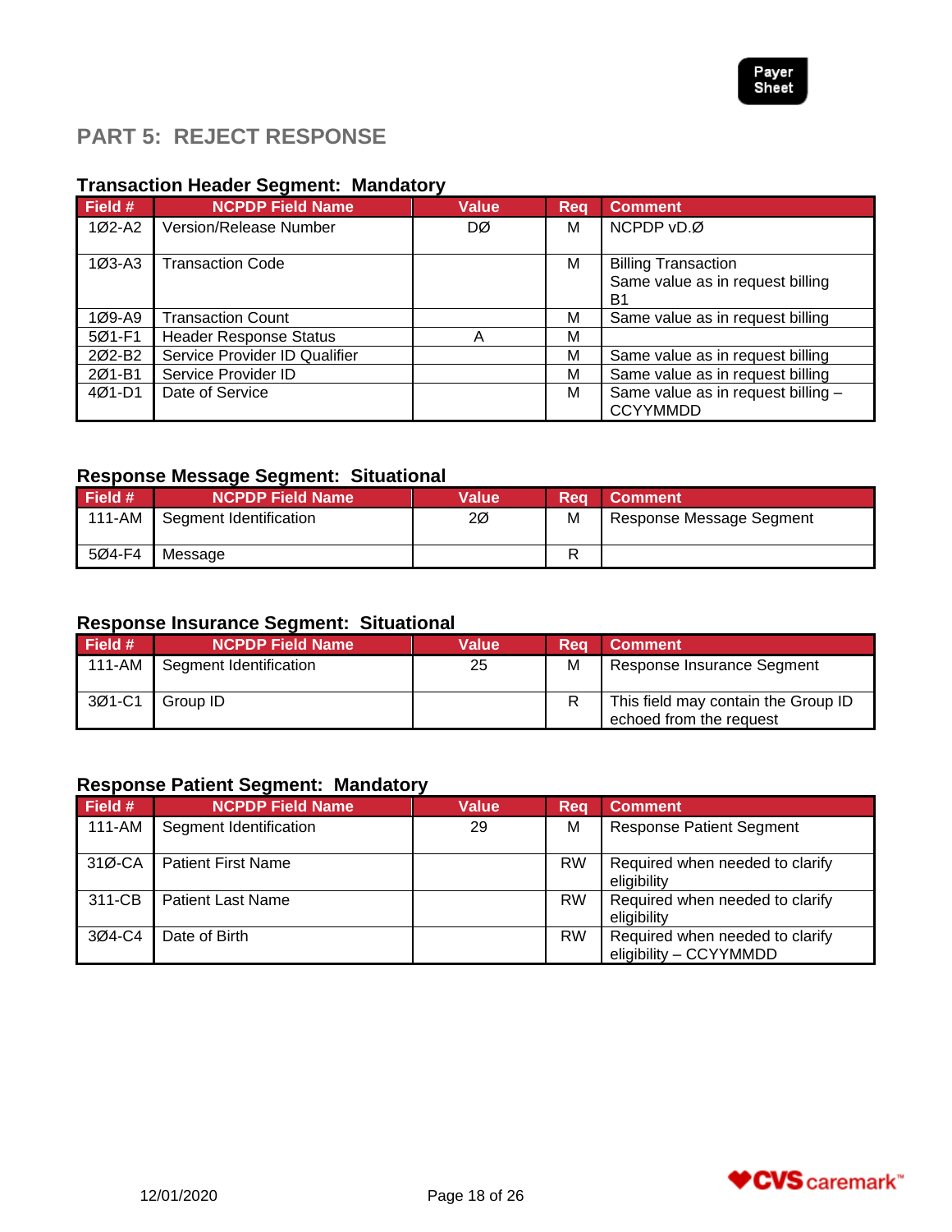# PART 5: REJECT RESPONSE

### Transaction Header Segment: Mandatory

| Field # | NCPDP Field Name | Value | Req | Comment |
|---|---|---|---|---|
| 1Ø2-A2 | Version/Release Number | DØ | M | NCPDP vD.Ø |
| 1Ø3-A3 | Transaction Code | | M | Billing Transaction<br>Same value as in request billing B1 |
| 1Ø9-A9 | Transaction Count | | M | Same value as in request billing |
| 5Ø1-F1 | Header Response Status | A | M | |
| 2Ø2-B2 | Service Provider ID Qualifier | | M | Same value as in request billing |
| 2Ø1-B1 | Service Provider ID | | M | Same value as in request billing |
| 4Ø1-D1 | Date of Service | | M | Same value as in request billing – CCYYMMDD |

### Response Message Segment: Situational

| Field # | NCPDP Field Name | Value | Req | Comment |
|---|---|---|---|---|
| 111-AM | Segment Identification | 2Ø | M | Response Message Segment |
| 5Ø4-F4 | Message | | R | |

### Response Insurance Segment: Situational

| Field # | NCPDP Field Name | Value | Req | Comment |
|---|---|---|---|---|
| 111-AM | Segment Identification | 25 | M | Response Insurance Segment |
| 3Ø1-C1 | Group ID | | R | This field may contain the Group ID echoed from the request |

### Response Patient Segment: Mandatory

| Field # | NCPDP Field Name | Value | Req | Comment |
|---|---|---|---|---|
| 111-AM | Segment Identification | 29 | M | Response Patient Segment |
| 31Ø-CA | Patient First Name | | RW | Required when needed to clarify eligibility |
| 311-CB | Patient Last Name | | RW | Required when needed to clarify eligibility |
| 3Ø4-C4 | Date of Birth | | RW | Required when needed to clarify eligibility – CCYYMMDD |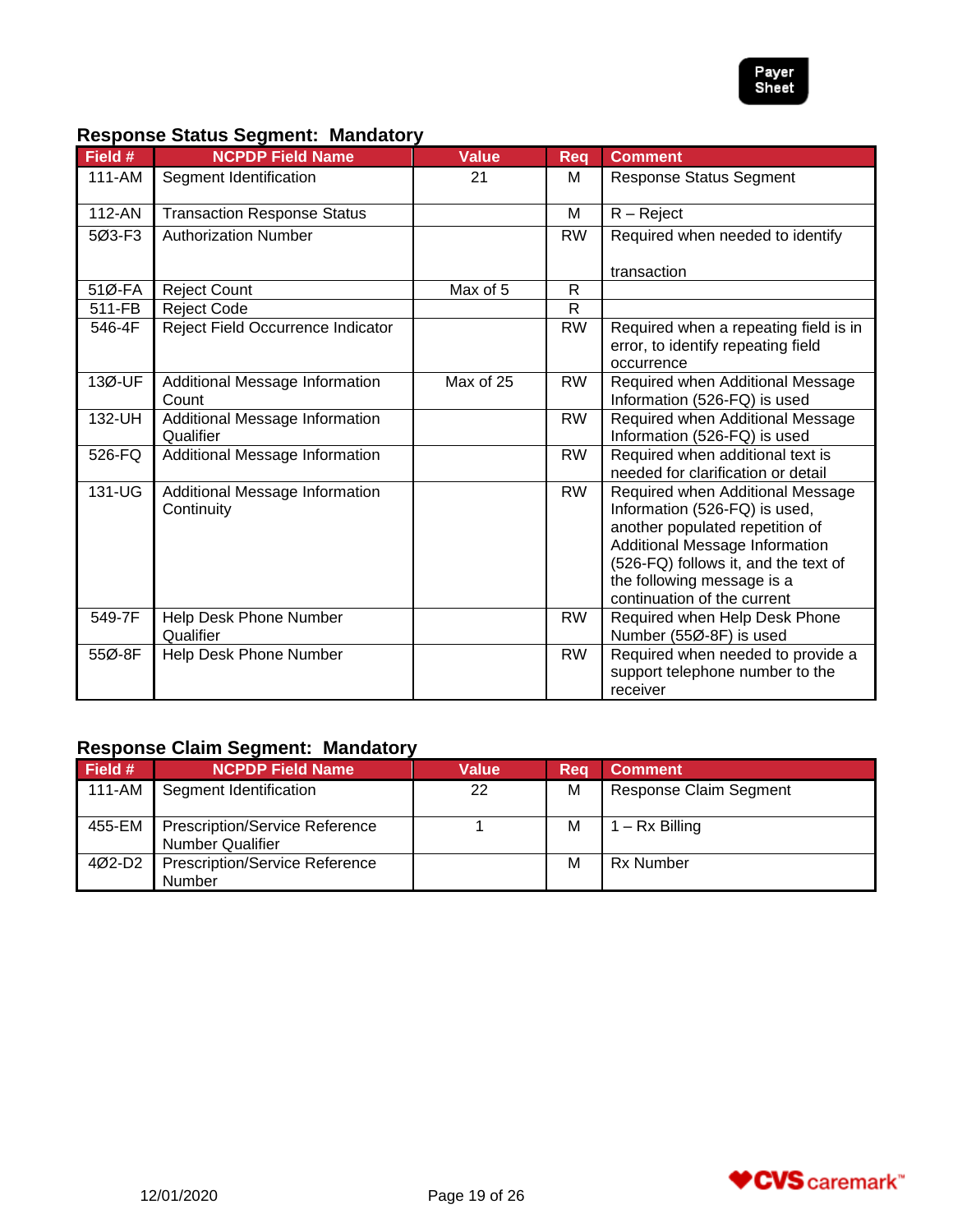## Response Status Segment: Mandatory

| Field # | NCPDP Field Name | Value | Req | Comment |
|---|---|---|---|---|
| 111-AM | Segment Identification | 21 | M | Response Status Segment |
| 112-AN | Transaction Response Status | | M | R – Reject |
| 5Ø3-F3 | Authorization Number | | RW | Required when needed to identify transaction |
| 51Ø-FA | Reject Count | Max of 5 | R | |
| 511-FB | Reject Code | | R | |
| 546-4F | Reject Field Occurrence Indicator | | RW | Required when a repeating field is in error, to identify repeating field occurrence |
| 13Ø-UF | Additional Message Information Count | Max of 25 | RW | Required when Additional Message Information (526-FQ) is used |
| 132-UH | Additional Message Information Qualifier | | RW | Required when Additional Message Information (526-FQ) is used |
| 526-FQ | Additional Message Information | | RW | Required when additional text is needed for clarification or detail |
| 131-UG | Additional Message Information Continuity | | RW | Required when Additional Message Information (526-FQ) is used, another populated repetition of Additional Message Information (526-FQ) follows it, and the text of the following message is a continuation of the current |
| 549-7F | Help Desk Phone Number Qualifier | | RW | Required when Help Desk Phone Number (55Ø-8F) is used |
| 55Ø-8F | Help Desk Phone Number | | RW | Required when needed to provide a support telephone number to the receiver |

## Response Claim Segment: Mandatory

| Field # | NCPDP Field Name | Value | Req | Comment |
|---|---|---|---|---|
| 111-AM | Segment Identification | 22 | M | Response Claim Segment |
| 455-EM | Prescription/Service Reference Number Qualifier | 1 | M | 1 – Rx Billing |
| 4Ø2-D2 | Prescription/Service Reference Number | | M | Rx Number |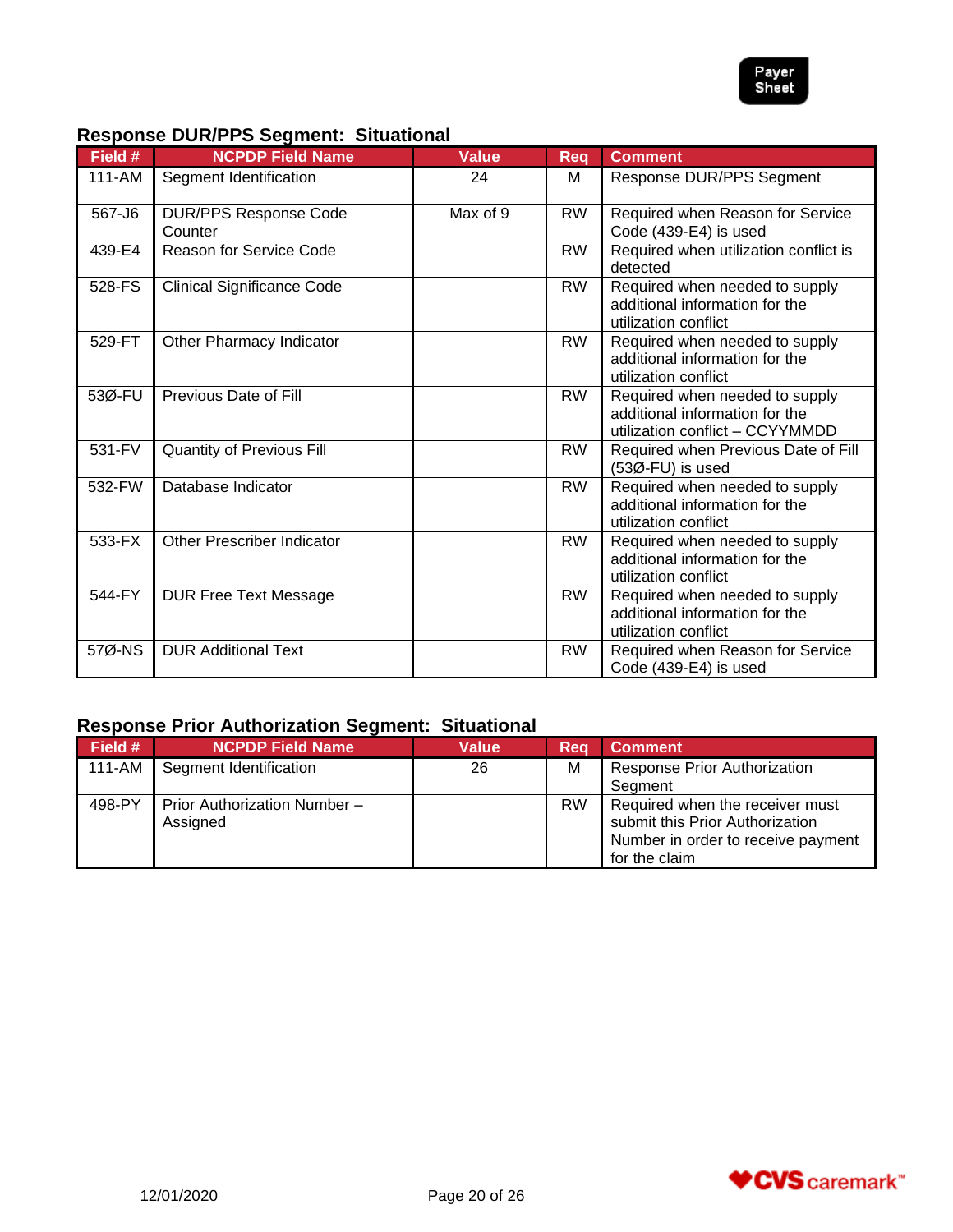### Response DUR/PPS Segment: Situational

| Field # | NCPDP Field Name | Value | Req | Comment |
| --- | --- | --- | --- | --- |
| 111-AM | Segment Identification | 24 | M | Response DUR/PPS Segment |
| 567-J6 | DUR/PPS Response Code Counter | Max of 9 | RW | Required when Reason for Service Code (439-E4) is used |
| 439-E4 | Reason for Service Code | | RW | Required when utilization conflict is detected |
| 528-FS | Clinical Significance Code | | RW | Required when needed to supply additional information for the utilization conflict |
| 529-FT | Other Pharmacy Indicator | | RW | Required when needed to supply additional information for the utilization conflict |
| 53Ø-FU | Previous Date of Fill | | RW | Required when needed to supply additional information for the utilization conflict – CCYYMMDD |
| 531-FV | Quantity of Previous Fill | | RW | Required when Previous Date of Fill (53Ø-FU) is used |
| 532-FW | Database Indicator | | RW | Required when needed to supply additional information for the utilization conflict |
| 533-FX | Other Prescriber Indicator | | RW | Required when needed to supply additional information for the utilization conflict |
| 544-FY | DUR Free Text Message | | RW | Required when needed to supply additional information for the utilization conflict |
| 57Ø-NS | DUR Additional Text | | RW | Required when Reason for Service Code (439-E4) is used |

### Response Prior Authorization Segment: Situational

| Field # | NCPDP Field Name | Value | Req | Comment |
| --- | --- | --- | --- | --- |
| 111-AM | Segment Identification | 26 | M | Response Prior Authorization Segment |
| 498-PY | Prior Authorization Number – Assigned | | RW | Required when the receiver must submit this Prior Authorization Number in order to receive payment for the claim |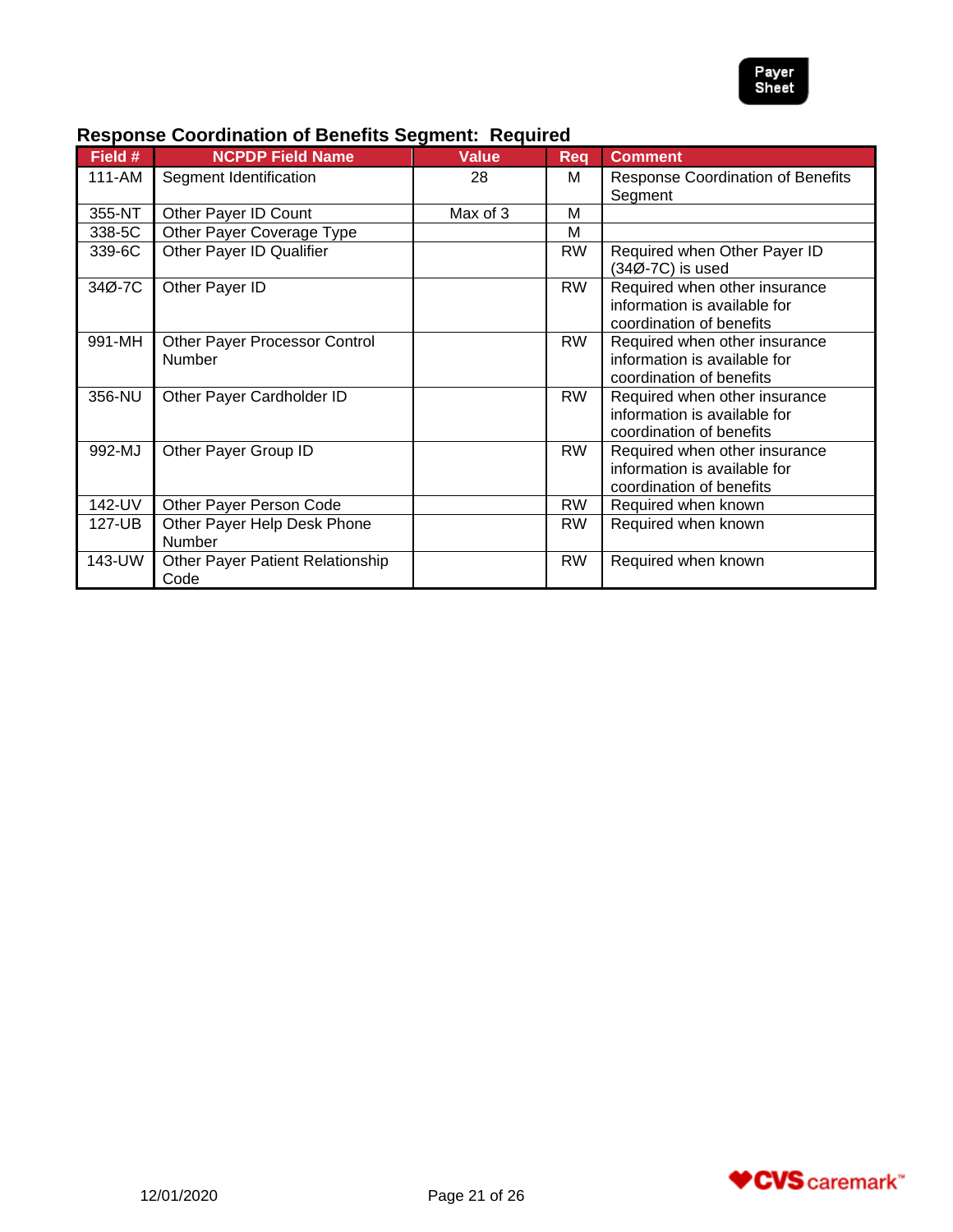### Response Coordination of Benefits Segment: Required

| Field # | NCPDP Field Name | Value | Req | Comment |
|---|---|---|---|---|
| 111-AM | Segment Identification | 28 | M | Response Coordination of Benefits Segment |
| 355-NT | Other Payer ID Count | Max of 3 | M | |
| 338-5C | Other Payer Coverage Type | | M | |
| 339-6C | Other Payer ID Qualifier | | RW | Required when Other Payer ID (34Ø-7C) is used |
| 34Ø-7C | Other Payer ID | | RW | Required when other insurance information is available for coordination of benefits |
| 991-MH | Other Payer Processor Control Number | | RW | Required when other insurance information is available for coordination of benefits |
| 356-NU | Other Payer Cardholder ID | | RW | Required when other insurance information is available for coordination of benefits |
| 992-MJ | Other Payer Group ID | | RW | Required when other insurance information is available for coordination of benefits |
| 142-UV | Other Payer Person Code | | RW | Required when known |
| 127-UB | Other Payer Help Desk Phone Number | | RW | Required when known |
| 143-UW | Other Payer Patient Relationship Code | | RW | Required when known |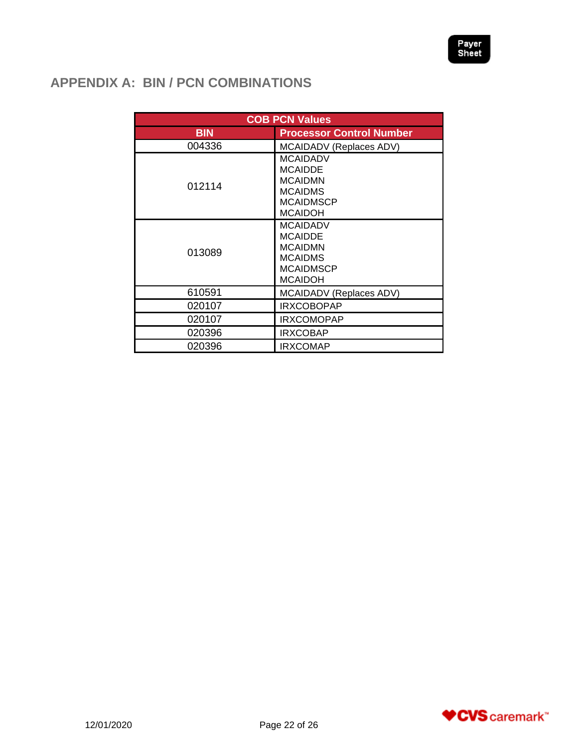## APPENDIX A: BIN / PCN COMBINATIONS

| COB PCN Values | |
|---|---|
| **BIN** | **Processor Control Number** |
| 004336 | MCAIDADV (Replaces ADV) |
| 012114 | MCAIDADV<br>MCAIDDE<br>MCAIDMN<br>MCAIDMS<br>MCAIDMSCP<br>MCAIDOH |
| 013089 | MCAIDADV<br>MCAIDDE<br>MCAIDMN<br>MCAIDMS<br>MCAIDMSCP<br>MCAIDOH |
| 610591 | MCAIDADV (Replaces ADV) |
| 020107 | IRXCOBOPAP |
| 020107 | IRXCOMOPAP |
| 020396 | IRXCOBAP |
| 020396 | IRXCOMAP |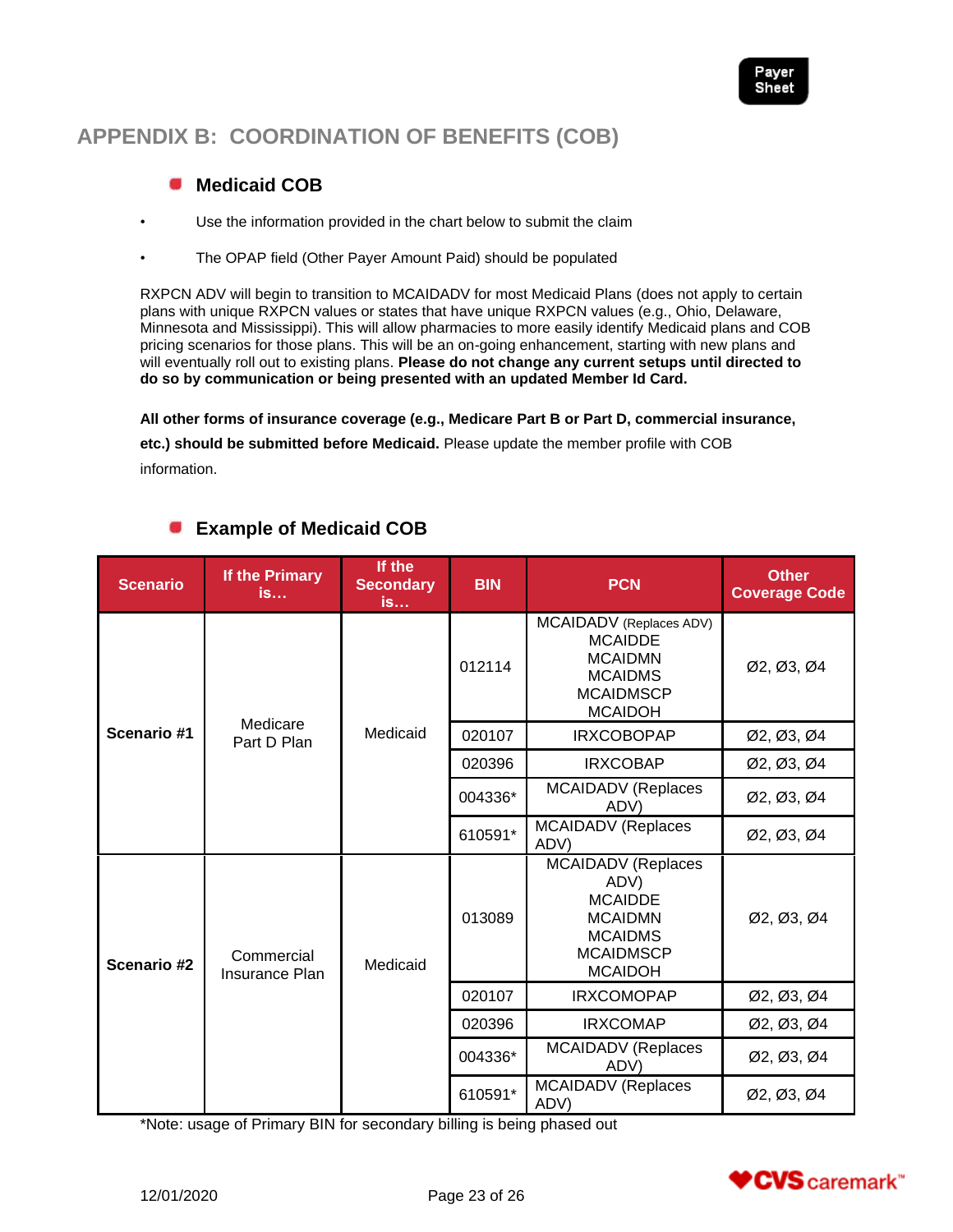## APPENDIX B: COORDINATION OF BENEFITS (COB)

### Medicaid COB

- Use the information provided in the chart below to submit the claim
- The OPAP field (Other Payer Amount Paid) should be populated

RXPCN ADV will begin to transition to MCAIDADV for most Medicaid Plans (does not apply to certain plans with unique RXPCN values or states that have unique RXPCN values (e.g., Ohio, Delaware, Minnesota and Mississippi). This will allow pharmacies to more easily identify Medicaid plans and COB pricing scenarios for those plans. This will be an on-going enhancement, starting with new plans and will eventually roll out to existing plans. **Please do not change any current setups until directed to do so by communication or being presented with an updated Member Id Card.**

**All other forms of insurance coverage (e.g., Medicare Part B or Part D, commercial insurance, etc.) should be submitted before Medicaid.** Please update the member profile with COB information.

### Example of Medicaid COB

| Scenario | If the Primary is… | If the Secondary is… | BIN | PCN | Other Coverage Code |
|---|---|---|---|---|---|
| Scenario #1 | Medicare Part D Plan | Medicaid | 012114 | MCAIDADV (Replaces ADV) MCAIDDE MCAIDMN MCAIDMS MCAIDMSCP MCAIDOH | Ø2, Ø3, Ø4 |
| | | | 020107 | IRXCOBOPAP | Ø2, Ø3, Ø4 |
| | | | 020396 | IRXCOBAP | Ø2, Ø3, Ø4 |
| | | | 004336* | MCAIDADV (Replaces ADV) | Ø2, Ø3, Ø4 |
| | | | 610591* | MCAIDADV (Replaces ADV) | Ø2, Ø3, Ø4 |
| Scenario #2 | Commercial Insurance Plan | Medicaid | 013089 | MCAIDADV (Replaces ADV) MCAIDDE MCAIDMN MCAIDMS MCAIDMSCP MCAIDOH | Ø2, Ø3, Ø4 |
| | | | 020107 | IRXCOMOPAP | Ø2, Ø3, Ø4 |
| | | | 020396 | IRXCOMAP | Ø2, Ø3, Ø4 |
| | | | 004336* | MCAIDADV (Replaces ADV) | Ø2, Ø3, Ø4 |
| | | | 610591* | MCAIDADV (Replaces ADV) | Ø2, Ø3, Ø4 |

*Note: usage of Primary BIN for secondary billing is being phased out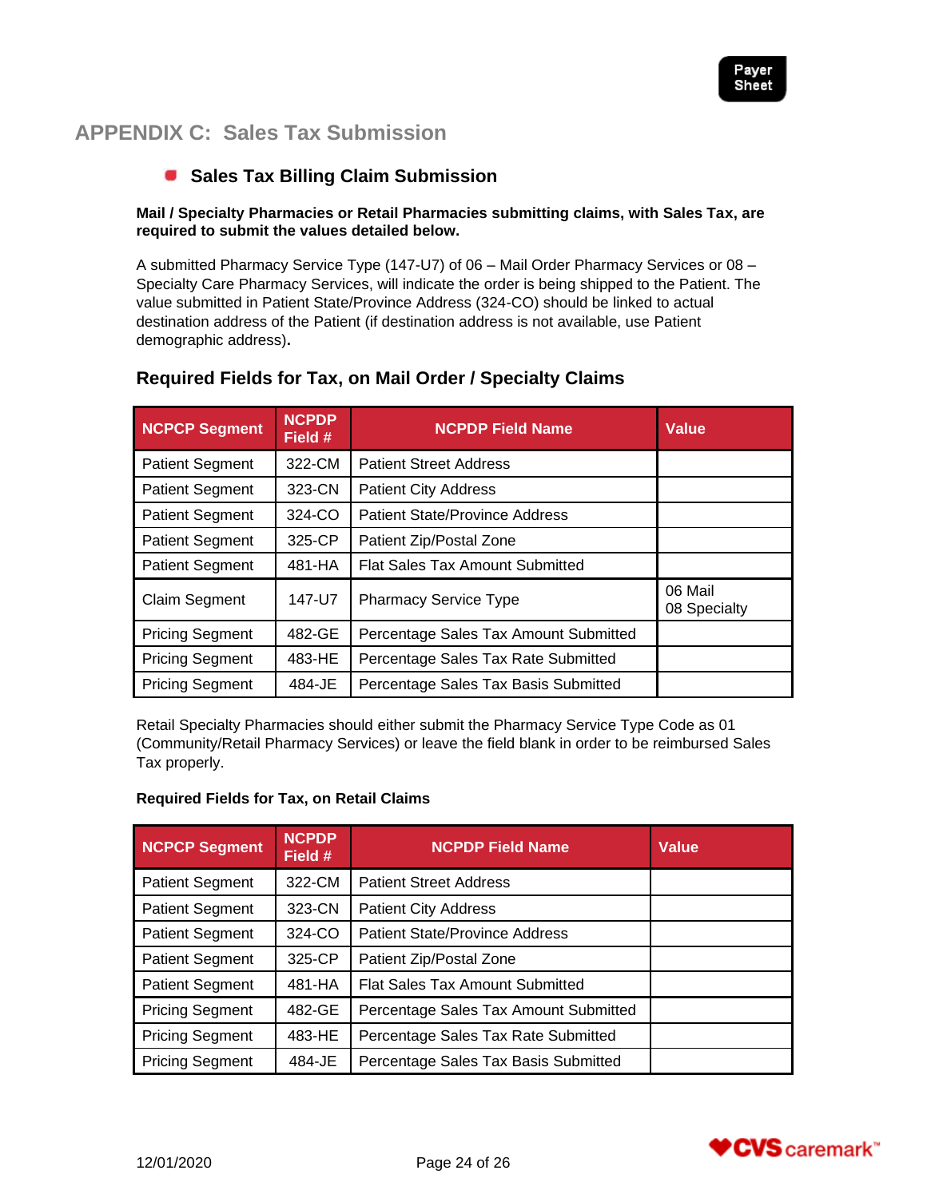## APPENDIX C: Sales Tax Submission

### Sales Tax Billing Claim Submission

**Mail / Specialty Pharmacies or Retail Pharmacies submitting claims, with Sales Tax, are required to submit the values detailed below.**

A submitted Pharmacy Service Type (147-U7) of 06 – Mail Order Pharmacy Services or 08 – Specialty Care Pharmacy Services, will indicate the order is being shipped to the Patient. The value submitted in Patient State/Province Address (324-CO) should be linked to actual destination address of the Patient (if destination address is not available, use Patient demographic address)**.**

### Required Fields for Tax, on Mail Order / Specialty Claims

| NCPCP Segment | NCPDP Field # | NCPDP Field Name | Value |
|---|---|---|---|
| Patient Segment | 322-CM | Patient Street Address | |
| Patient Segment | 323-CN | Patient City Address | |
| Patient Segment | 324-CO | Patient State/Province Address | |
| Patient Segment | 325-CP | Patient Zip/Postal Zone | |
| Patient Segment | 481-HA | Flat Sales Tax Amount Submitted | |
| Claim Segment | 147-U7 | Pharmacy Service Type | 06 Mail<br>08 Specialty |
| Pricing Segment | 482-GE | Percentage Sales Tax Amount Submitted | |
| Pricing Segment | 483-HE | Percentage Sales Tax Rate Submitted | |
| Pricing Segment | 484-JE | Percentage Sales Tax Basis Submitted | |

Retail Specialty Pharmacies should either submit the Pharmacy Service Type Code as 01 (Community/Retail Pharmacy Services) or leave the field blank in order to be reimbursed Sales Tax properly.

**Required Fields for Tax, on Retail Claims**

| NCPCP Segment | NCPDP Field # | NCPDP Field Name | Value |
|---|---|---|---|
| Patient Segment | 322-CM | Patient Street Address | |
| Patient Segment | 323-CN | Patient City Address | |
| Patient Segment | 324-CO | Patient State/Province Address | |
| Patient Segment | 325-CP | Patient Zip/Postal Zone | |
| Patient Segment | 481-HA | Flat Sales Tax Amount Submitted | |
| Pricing Segment | 482-GE | Percentage Sales Tax Amount Submitted | |
| Pricing Segment | 483-HE | Percentage Sales Tax Rate Submitted | |
| Pricing Segment | 484-JE | Percentage Sales Tax Basis Submitted | |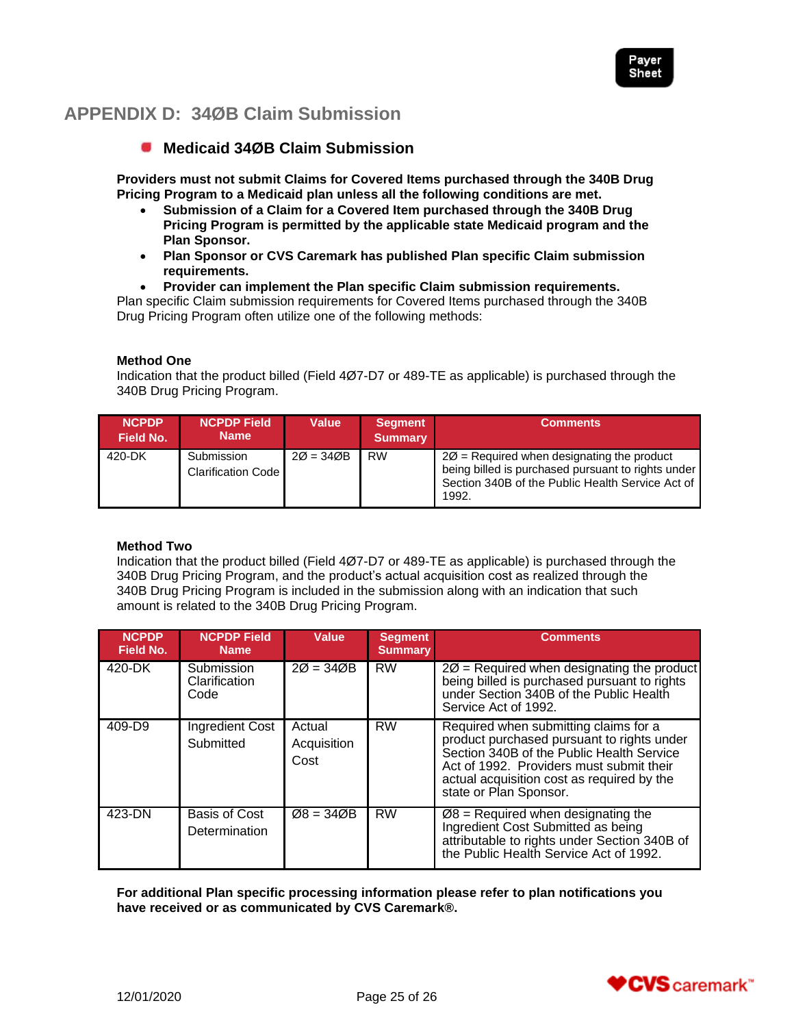## APPENDIX D: 34ØB Claim Submission

### Medicaid 34ØB Claim Submission

**Providers must not submit Claims for Covered Items purchased through the 340B Drug Pricing Program to a Medicaid plan unless all the following conditions are met.**

- **Submission of a Claim for a Covered Item purchased through the 340B Drug Pricing Program is permitted by the applicable state Medicaid program and the Plan Sponsor.**
- **Plan Sponsor or CVS Caremark has published Plan specific Claim submission requirements.**
- **Provider can implement the Plan specific Claim submission requirements.**

Plan specific Claim submission requirements for Covered Items purchased through the 340B Drug Pricing Program often utilize one of the following methods:

**Method One**

Indication that the product billed (Field 4Ø7-D7 or 489-TE as applicable) is purchased through the 340B Drug Pricing Program.

| NCPDP Field No. | NCPDP Field Name | Value | Segment Summary | Comments |
|---|---|---|---|---|
| 420-DK | Submission Clarification Code | 2Ø = 34ØB | RW | 2Ø = Required when designating the product being billed is purchased pursuant to rights under Section 340B of the Public Health Service Act of 1992. |

**Method Two**

Indication that the product billed (Field 4Ø7-D7 or 489-TE as applicable) is purchased through the 340B Drug Pricing Program, and the product's actual acquisition cost as realized through the 340B Drug Pricing Program is included in the submission along with an indication that such amount is related to the 340B Drug Pricing Program.

| NCPDP Field No. | NCPDP Field Name | Value | Segment Summary | Comments |
|---|---|---|---|---|
| 420-DK | Submission Clarification Code | 2Ø = 34ØB | RW | 2Ø = Required when designating the product being billed is purchased pursuant to rights under Section 340B of the Public Health Service Act of 1992. |
| 409-D9 | Ingredient Cost Submitted | Actual Acquisition Cost | RW | Required when submitting claims for a product purchased pursuant to rights under Section 340B of the Public Health Service Act of 1992. Providers must submit their actual acquisition cost as required by the state or Plan Sponsor. |
| 423-DN | Basis of Cost Determination | Ø8 = 34ØB | RW | Ø8 = Required when designating the Ingredient Cost Submitted as being attributable to rights under Section 340B of the Public Health Service Act of 1992. |

**For additional Plan specific processing information please refer to plan notifications you have received or as communicated by CVS Caremark®.**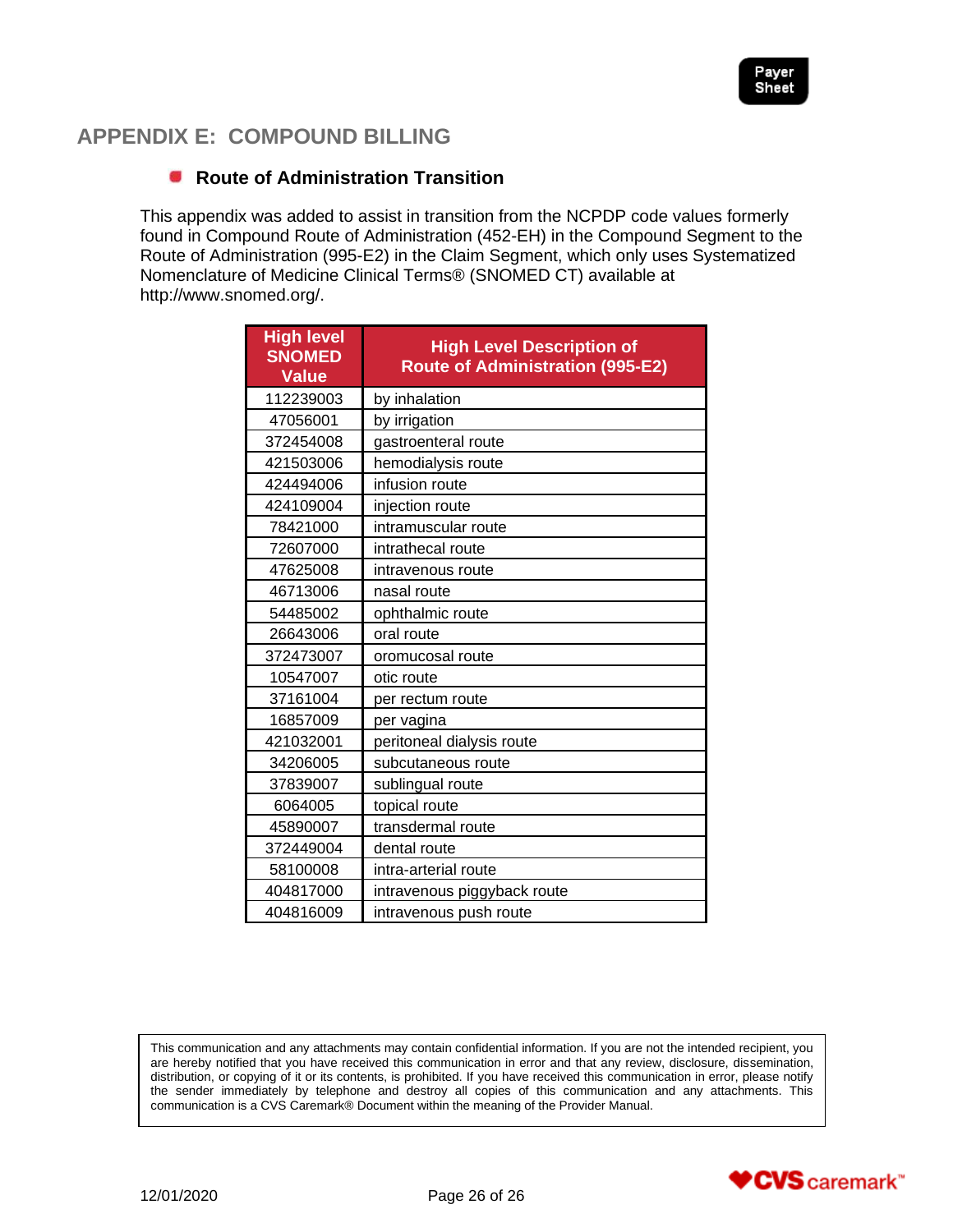# APPENDIX E: COMPOUND BILLING

## Route of Administration Transition

This appendix was added to assist in transition from the NCPDP code values formerly found in Compound Route of Administration (452-EH) in the Compound Segment to the Route of Administration (995-E2) in the Claim Segment, which only uses Systematized Nomenclature of Medicine Clinical Terms® (SNOMED CT) available at http://www.snomed.org/.

| High level SNOMED Value | High Level Description of Route of Administration (995-E2) |
|---|---|
| 112239003 | by inhalation |
| 47056001 | by irrigation |
| 372454008 | gastroenteral route |
| 421503006 | hemodialysis route |
| 424494006 | infusion route |
| 424109004 | injection route |
| 78421000 | intramuscular route |
| 72607000 | intrathecal route |
| 47625008 | intravenous route |
| 46713006 | nasal route |
| 54485002 | ophthalmic route |
| 26643006 | oral route |
| 372473007 | oromucosal route |
| 10547007 | otic route |
| 37161004 | per rectum route |
| 16857009 | per vagina |
| 421032001 | peritoneal dialysis route |
| 34206005 | subcutaneous route |
| 37839007 | sublingual route |
| 6064005 | topical route |
| 45890007 | transdermal route |
| 372449004 | dental route |
| 58100008 | intra-arterial route |
| 404817000 | intravenous piggyback route |
| 404816009 | intravenous push route |

This communication and any attachments may contain confidential information. If you are not the intended recipient, you are hereby notified that you have received this communication in error and that any review, disclosure, dissemination, distribution, or copying of it or its contents, is prohibited. If you have received this communication in error, please notify the sender immediately by telephone and destroy all copies of this communication and any attachments. This communication is a CVS Caremark® Document within the meaning of the Provider Manual.